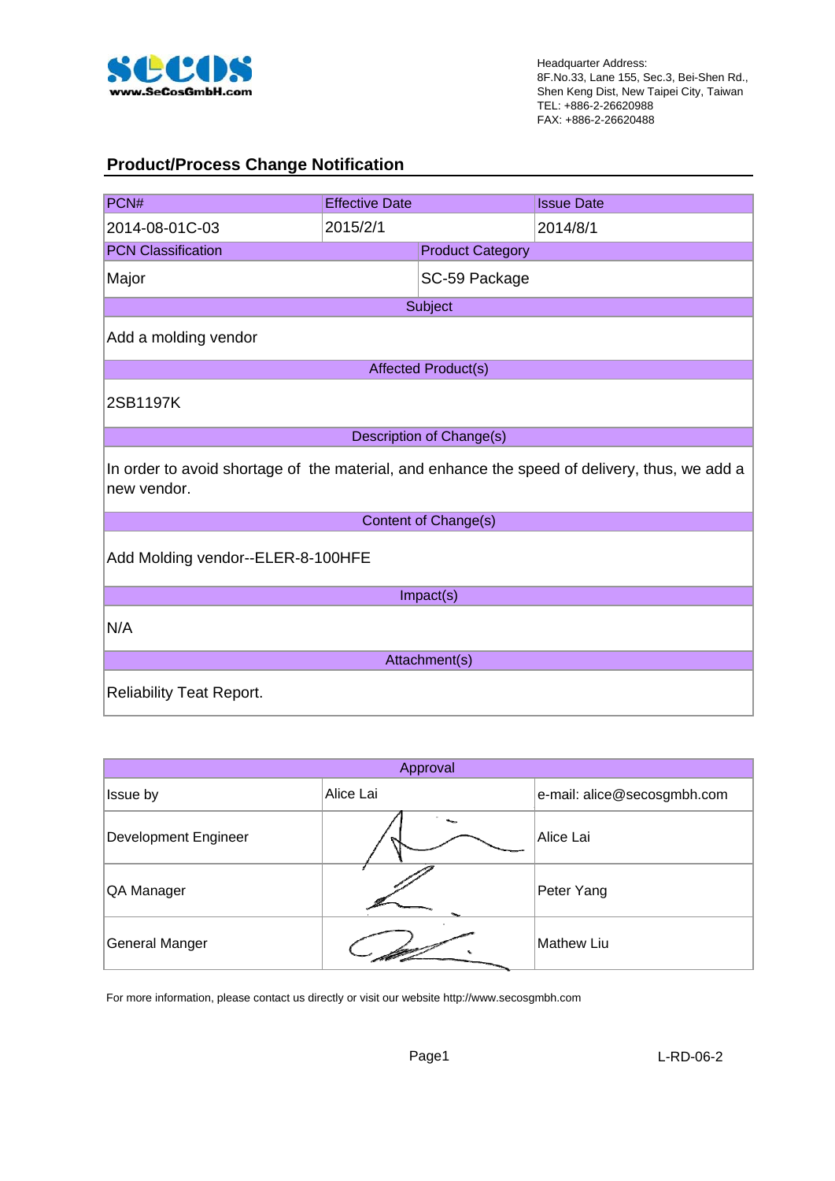www.SeCosGmbH.com

Headquarter Address:
8F.No.33, Lane 155, Sec.3, Bei-Shen Rd.,
Shen Keng Dist, New Taipei City, Taiwan
TEL: +886-2-26620988
FAX: +886-2-26620488

## Product/Process Change Notification

| PCN# | Effective Date | Issue Date |
|---|---|---|
| 2014-08-01C-03 | 2015/2/1 | 2014/8/1 |

| PCN Classification | Product Category |
|---|---|
| Major | SC-59 Package |

| Subject |
|---|
| Add a molding vendor |

| Affected Product(s) |
|---|
| 2SB1197K |

| Description of Change(s) |
|---|
| In order to avoid shortage of the material, and enhance the speed of delivery, thus, we add a new vendor. |

| Content of Change(s) |
|---|
| Add Molding vendor--ELER-8-100HFE |

| Impact(s) |
|---|
| N/A |

| Attachment(s) |
|---|
| Reliability Teat Report. |

| Approval | | |
|---|---|---|
| Issue by | Alice Lai | e-mail: alice@secosgmbh.com |
| Development Engineer | | Alice Lai |
| QA Manager | | Peter Yang |
| General Manger | | Mathew Liu |

For more information, please contact us directly or visit our website http://www.secosgmbh.com

L-RD-06-2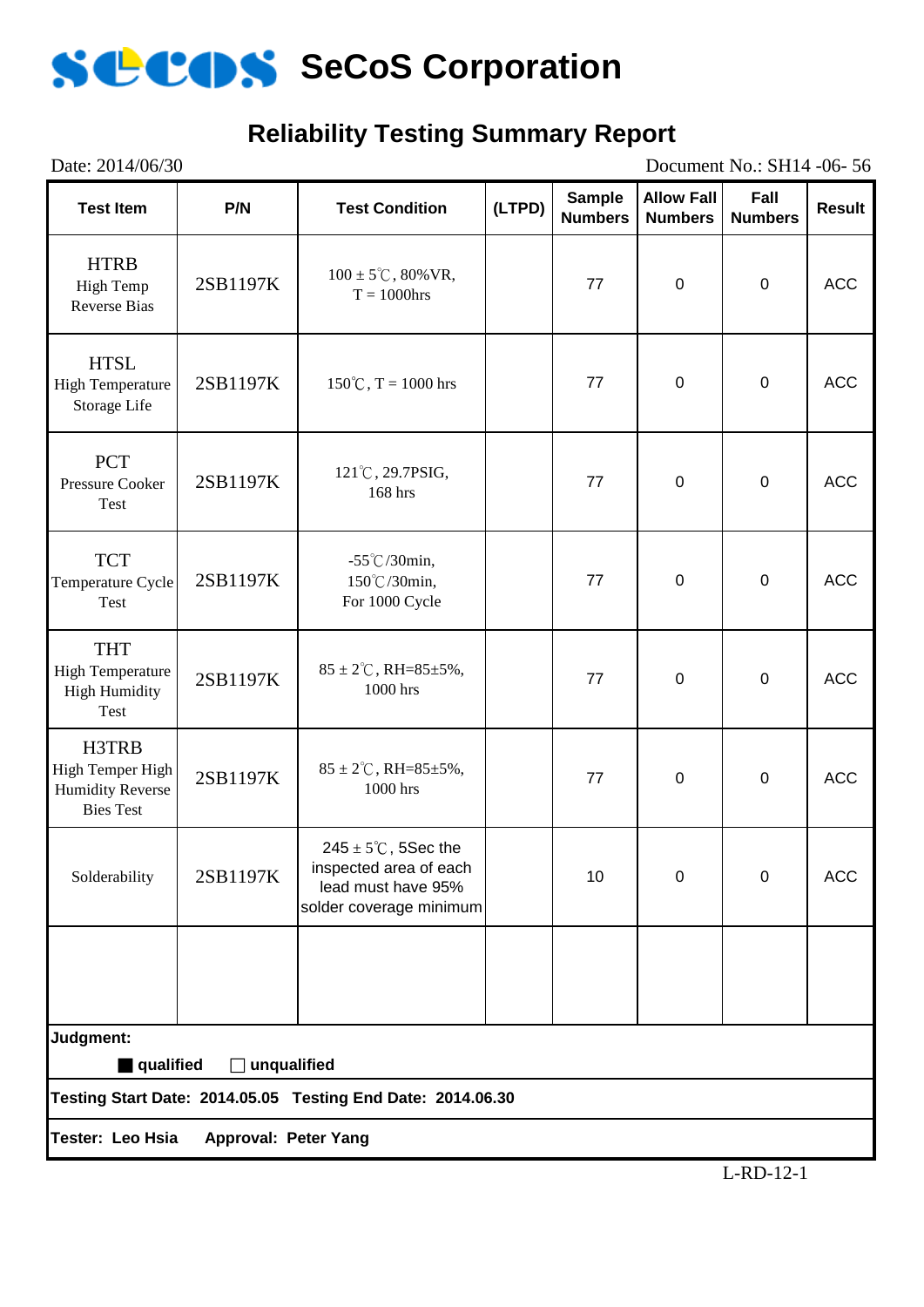# SeCoS Corporation

## Reliability Testing Summary Report

Date: 2014/06/30 Document No.: SH14 -06- 56

| Test Item | P/N | Test Condition | (LTPD) | Sample Numbers | Allow Fall Numbers | Fall Numbers | Result |
|---|---|---|---|---|---|---|---|
| HTRB High Temp Reverse Bias | 2SB1197K | 100 ± 5℃, 80%VR, T = 1000hrs | | 77 | 0 | 0 | ACC |
| HTSL High Temperature Storage Life | 2SB1197K | 150℃, T = 1000 hrs | | 77 | 0 | 0 | ACC |
| PCT Pressure Cooker Test | 2SB1197K | 121℃, 29.7PSIG, 168 hrs | | 77 | 0 | 0 | ACC |
| TCT Temperature Cycle Test | 2SB1197K | -55℃/30min, 150℃/30min, For 1000 Cycle | | 77 | 0 | 0 | ACC |
| THT High Temperature High Humidity Test | 2SB1197K | 85 ± 2℃, RH=85±5%, 1000 hrs | | 77 | 0 | 0 | ACC |
| H3TRB High Temper High Humidity Reverse Bies Test | 2SB1197K | 85 ± 2℃, RH=85±5%, 1000 hrs | | 77 | 0 | 0 | ACC |
| Solderability | 2SB1197K | 245 ± 5℃, 5Sec the inspected area of each lead must have 95% solder coverage minimum | | 10 | 0 | 0 | ACC |
| | | | | | | | |

**Judgment:**

■ **qualified** □ **unqualified**

**Testing Start Date: 2014.05.05 Testing End Date: 2014.06.30**

**Tester: Leo Hsia Approval: Peter Yang**

L-RD-12-1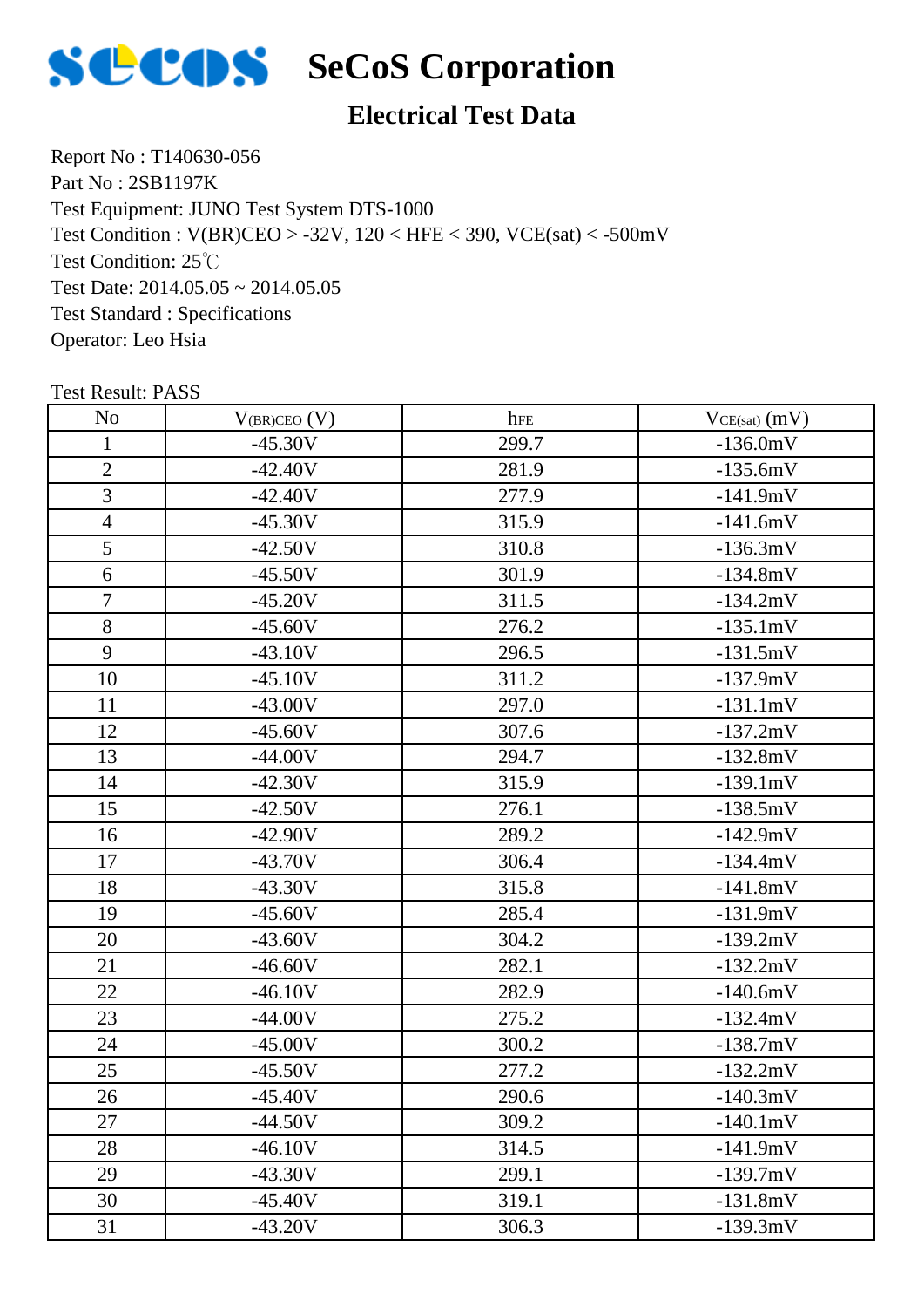# SeCoS Corporation

## Electrical Test Data

Report No : T140630-056
Part No : 2SB1197K
Test Equipment: JUNO Test System DTS-1000
Test Condition : V(BR)CEO > -32V, 120 < HFE < 390, VCE(sat) < -500mV
Test Condition: 25℃
Test Date: 2014.05.05 ~ 2014.05.05
Test Standard : Specifications
Operator: Leo Hsia

Test Result: PASS

| No | $V_{(BR)CEO}$ (V) | $h_{FE}$ | $V_{CE(sat)}$ (mV) |
|---|---|---|---|
| 1 | -45.30V | 299.7 | -136.0mV |
| 2 | -42.40V | 281.9 | -135.6mV |
| 3 | -42.40V | 277.9 | -141.9mV |
| 4 | -45.30V | 315.9 | -141.6mV |
| 5 | -42.50V | 310.8 | -136.3mV |
| 6 | -45.50V | 301.9 | -134.8mV |
| 7 | -45.20V | 311.5 | -134.2mV |
| 8 | -45.60V | 276.2 | -135.1mV |
| 9 | -43.10V | 296.5 | -131.5mV |
| 10 | -45.10V | 311.2 | -137.9mV |
| 11 | -43.00V | 297.0 | -131.1mV |
| 12 | -45.60V | 307.6 | -137.2mV |
| 13 | -44.00V | 294.7 | -132.8mV |
| 14 | -42.30V | 315.9 | -139.1mV |
| 15 | -42.50V | 276.1 | -138.5mV |
| 16 | -42.90V | 289.2 | -142.9mV |
| 17 | -43.70V | 306.4 | -134.4mV |
| 18 | -43.30V | 315.8 | -141.8mV |
| 19 | -45.60V | 285.4 | -131.9mV |
| 20 | -43.60V | 304.2 | -139.2mV |
| 21 | -46.60V | 282.1 | -132.2mV |
| 22 | -46.10V | 282.9 | -140.6mV |
| 23 | -44.00V | 275.2 | -132.4mV |
| 24 | -45.00V | 300.2 | -138.7mV |
| 25 | -45.50V | 277.2 | -132.2mV |
| 26 | -45.40V | 290.6 | -140.3mV |
| 27 | -44.50V | 309.2 | -140.1mV |
| 28 | -46.10V | 314.5 | -141.9mV |
| 29 | -43.30V | 299.1 | -139.7mV |
| 30 | -45.40V | 319.1 | -131.8mV |
| 31 | -43.20V | 306.3 | -139.3mV |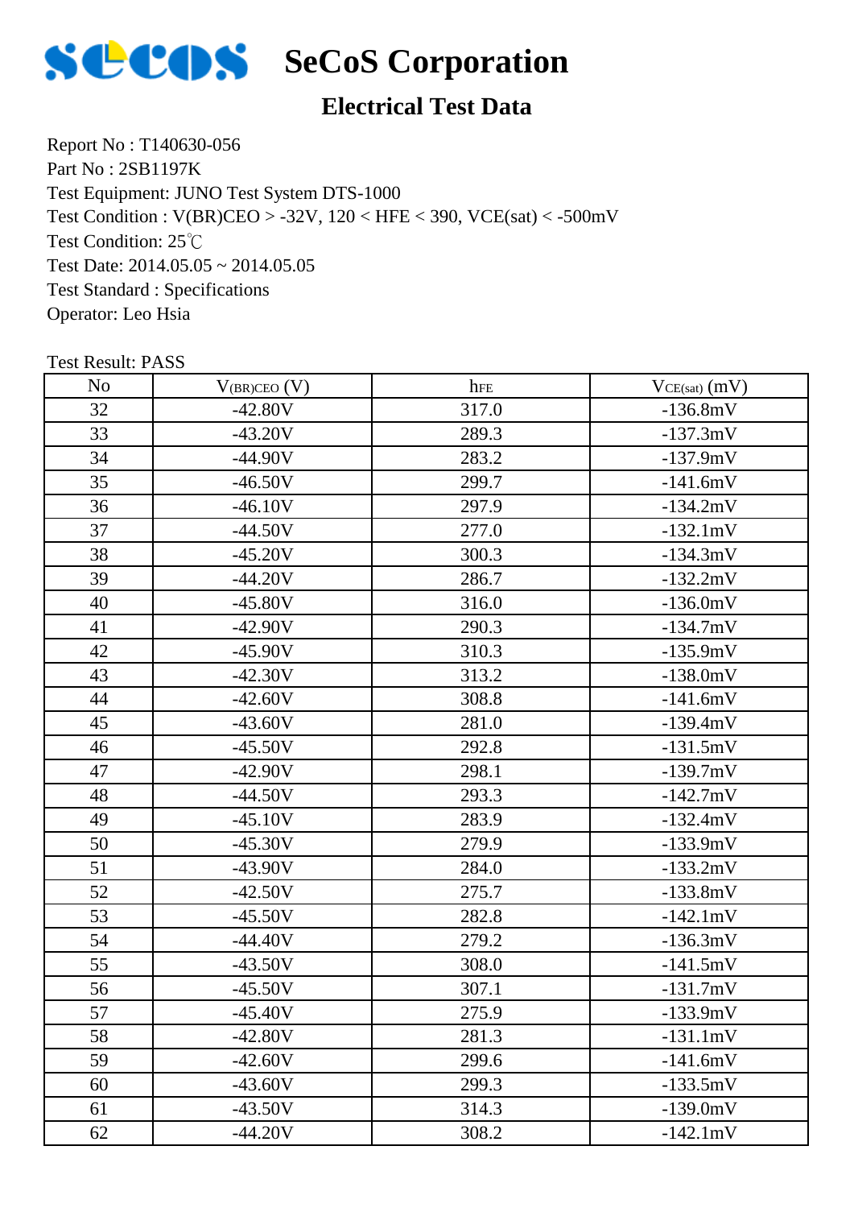# SeCoS Corporation

## Electrical Test Data

Report No : T140630-056
Part No : 2SB1197K
Test Equipment: JUNO Test System DTS-1000
Test Condition : V(BR)CEO > -32V, 120 < HFE < 390, VCE(sat) < -500mV
Test Condition: 25℃
Test Date: 2014.05.05 ~ 2014.05.05
Test Standard : Specifications
Operator: Leo Hsia

Test Result: PASS

| No | $V_{(BR)CEO}$ (V) | $h_{FE}$ | $V_{CE(sat)}$ (mV) |
|---|---|---|---|
| 32 | -42.80V | 317.0 | -136.8mV |
| 33 | -43.20V | 289.3 | -137.3mV |
| 34 | -44.90V | 283.2 | -137.9mV |
| 35 | -46.50V | 299.7 | -141.6mV |
| 36 | -46.10V | 297.9 | -134.2mV |
| 37 | -44.50V | 277.0 | -132.1mV |
| 38 | -45.20V | 300.3 | -134.3mV |
| 39 | -44.20V | 286.7 | -132.2mV |
| 40 | -45.80V | 316.0 | -136.0mV |
| 41 | -42.90V | 290.3 | -134.7mV |
| 42 | -45.90V | 310.3 | -135.9mV |
| 43 | -42.30V | 313.2 | -138.0mV |
| 44 | -42.60V | 308.8 | -141.6mV |
| 45 | -43.60V | 281.0 | -139.4mV |
| 46 | -45.50V | 292.8 | -131.5mV |
| 47 | -42.90V | 298.1 | -139.7mV |
| 48 | -44.50V | 293.3 | -142.7mV |
| 49 | -45.10V | 283.9 | -132.4mV |
| 50 | -45.30V | 279.9 | -133.9mV |
| 51 | -43.90V | 284.0 | -133.2mV |
| 52 | -42.50V | 275.7 | -133.8mV |
| 53 | -45.50V | 282.8 | -142.1mV |
| 54 | -44.40V | 279.2 | -136.3mV |
| 55 | -43.50V | 308.0 | -141.5mV |
| 56 | -45.50V | 307.1 | -131.7mV |
| 57 | -45.40V | 275.9 | -133.9mV |
| 58 | -42.80V | 281.3 | -131.1mV |
| 59 | -42.60V | 299.6 | -141.6mV |
| 60 | -43.60V | 299.3 | -133.5mV |
| 61 | -43.50V | 314.3 | -139.0mV |
| 62 | -44.20V | 308.2 | -142.1mV |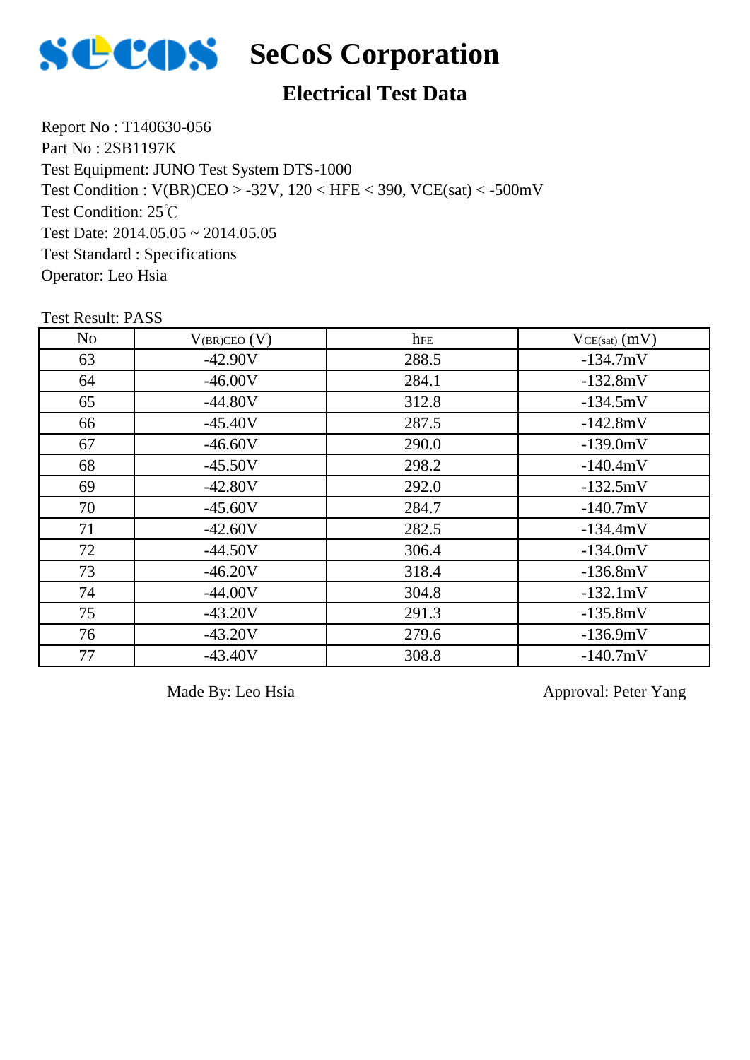# SeCoS Corporation

## Electrical Test Data

Report No : T140630-056

Part No : 2SB1197K

Test Equipment: JUNO Test System DTS-1000

Test Condition : V(BR)CEO > -32V, 120 < HFE < 390, VCE(sat) < -500mV

Test Condition: 25℃

Test Date: 2014.05.05 ~ 2014.05.05

Test Standard : Specifications

Operator: Leo Hsia

Test Result: PASS

| No | $V_{(BR)CEO}$ (V) | $h_{FE}$ | $V_{CE(sat)}$ (mV) |
|---|---|---|---|
| 63 | -42.90V | 288.5 | -134.7mV |
| 64 | -46.00V | 284.1 | -132.8mV |
| 65 | -44.80V | 312.8 | -134.5mV |
| 66 | -45.40V | 287.5 | -142.8mV |
| 67 | -46.60V | 290.0 | -139.0mV |
| 68 | -45.50V | 298.2 | -140.4mV |
| 69 | -42.80V | 292.0 | -132.5mV |
| 70 | -45.60V | 284.7 | -140.7mV |
| 71 | -42.60V | 282.5 | -134.4mV |
| 72 | -44.50V | 306.4 | -134.0mV |
| 73 | -46.20V | 318.4 | -136.8mV |
| 74 | -44.00V | 304.8 | -132.1mV |
| 75 | -43.20V | 291.3 | -135.8mV |
| 76 | -43.20V | 279.6 | -136.9mV |
| 77 | -43.40V | 308.8 | -140.7mV |

Made By: Leo Hsia Approval: Peter Yang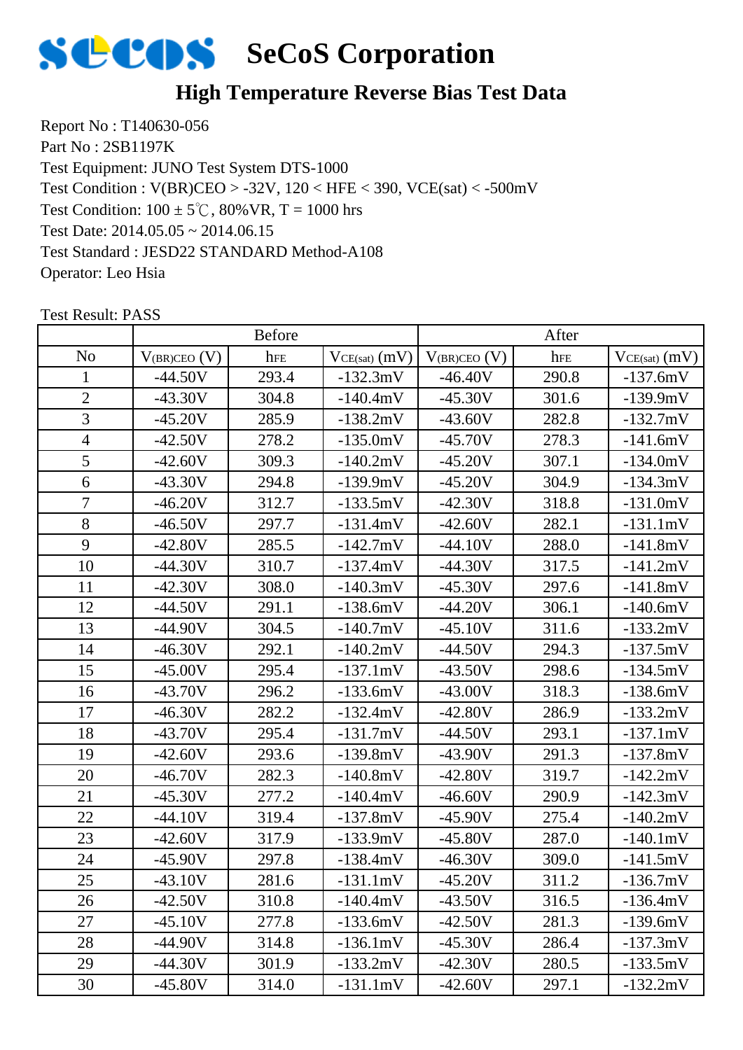# SeCoS Corporation

## High Temperature Reverse Bias Test Data

Report No : T140630-056
Part No : 2SB1197K
Test Equipment: JUNO Test System DTS-1000
Test Condition : V(BR)CEO > -32V, 120 < HFE < 390, VCE(sat) < -500mV
Test Condition: 100 ± 5℃, 80%VR, T = 1000 hrs
Test Date: 2014.05.05 ~ 2014.06.15
Test Standard : JESD22 STANDARD Method-A108
Operator: Leo Hsia

Test Result: PASS

| | Before | | | After | | |
|---|---|---|---|---|---|---|
| No | $V_{(BR)CEO}$ (V) | $h_{FE}$ | $V_{CE(sat)}$ (mV) | $V_{(BR)CEO}$ (V) | $h_{FE}$ | $V_{CE(sat)}$ (mV) |
| 1 | -44.50V | 293.4 | -132.3mV | -46.40V | 290.8 | -137.6mV |
| 2 | -43.30V | 304.8 | -140.4mV | -45.30V | 301.6 | -139.9mV |
| 3 | -45.20V | 285.9 | -138.2mV | -43.60V | 282.8 | -132.7mV |
| 4 | -42.50V | 278.2 | -135.0mV | -45.70V | 278.3 | -141.6mV |
| 5 | -42.60V | 309.3 | -140.2mV | -45.20V | 307.1 | -134.0mV |
| 6 | -43.30V | 294.8 | -139.9mV | -45.20V | 304.9 | -134.3mV |
| 7 | -46.20V | 312.7 | -133.5mV | -42.30V | 318.8 | -131.0mV |
| 8 | -46.50V | 297.7 | -131.4mV | -42.60V | 282.1 | -131.1mV |
| 9 | -42.80V | 285.5 | -142.7mV | -44.10V | 288.0 | -141.8mV |
| 10 | -44.30V | 310.7 | -137.4mV | -44.30V | 317.5 | -141.2mV |
| 11 | -42.30V | 308.0 | -140.3mV | -45.30V | 297.6 | -141.8mV |
| 12 | -44.50V | 291.1 | -138.6mV | -44.20V | 306.1 | -140.6mV |
| 13 | -44.90V | 304.5 | -140.7mV | -45.10V | 311.6 | -133.2mV |
| 14 | -46.30V | 292.1 | -140.2mV | -44.50V | 294.3 | -137.5mV |
| 15 | -45.00V | 295.4 | -137.1mV | -43.50V | 298.6 | -134.5mV |
| 16 | -43.70V | 296.2 | -133.6mV | -43.00V | 318.3 | -138.6mV |
| 17 | -46.30V | 282.2 | -132.4mV | -42.80V | 286.9 | -133.2mV |
| 18 | -43.70V | 295.4 | -131.7mV | -44.50V | 293.1 | -137.1mV |
| 19 | -42.60V | 293.6 | -139.8mV | -43.90V | 291.3 | -137.8mV |
| 20 | -46.70V | 282.3 | -140.8mV | -42.80V | 319.7 | -142.2mV |
| 21 | -45.30V | 277.2 | -140.4mV | -46.60V | 290.9 | -142.3mV |
| 22 | -44.10V | 319.4 | -137.8mV | -45.90V | 275.4 | -140.2mV |
| 23 | -42.60V | 317.9 | -133.9mV | -45.80V | 287.0 | -140.1mV |
| 24 | -45.90V | 297.8 | -138.4mV | -46.30V | 309.0 | -141.5mV |
| 25 | -43.10V | 281.6 | -131.1mV | -45.20V | 311.2 | -136.7mV |
| 26 | -42.50V | 310.8 | -140.4mV | -43.50V | 316.5 | -136.4mV |
| 27 | -45.10V | 277.8 | -133.6mV | -42.50V | 281.3 | -139.6mV |
| 28 | -44.90V | 314.8 | -136.1mV | -45.30V | 286.4 | -137.3mV |
| 29 | -44.30V | 301.9 | -133.2mV | -42.30V | 280.5 | -133.5mV |
| 30 | -45.80V | 314.0 | -131.1mV | -42.60V | 297.1 | -132.2mV |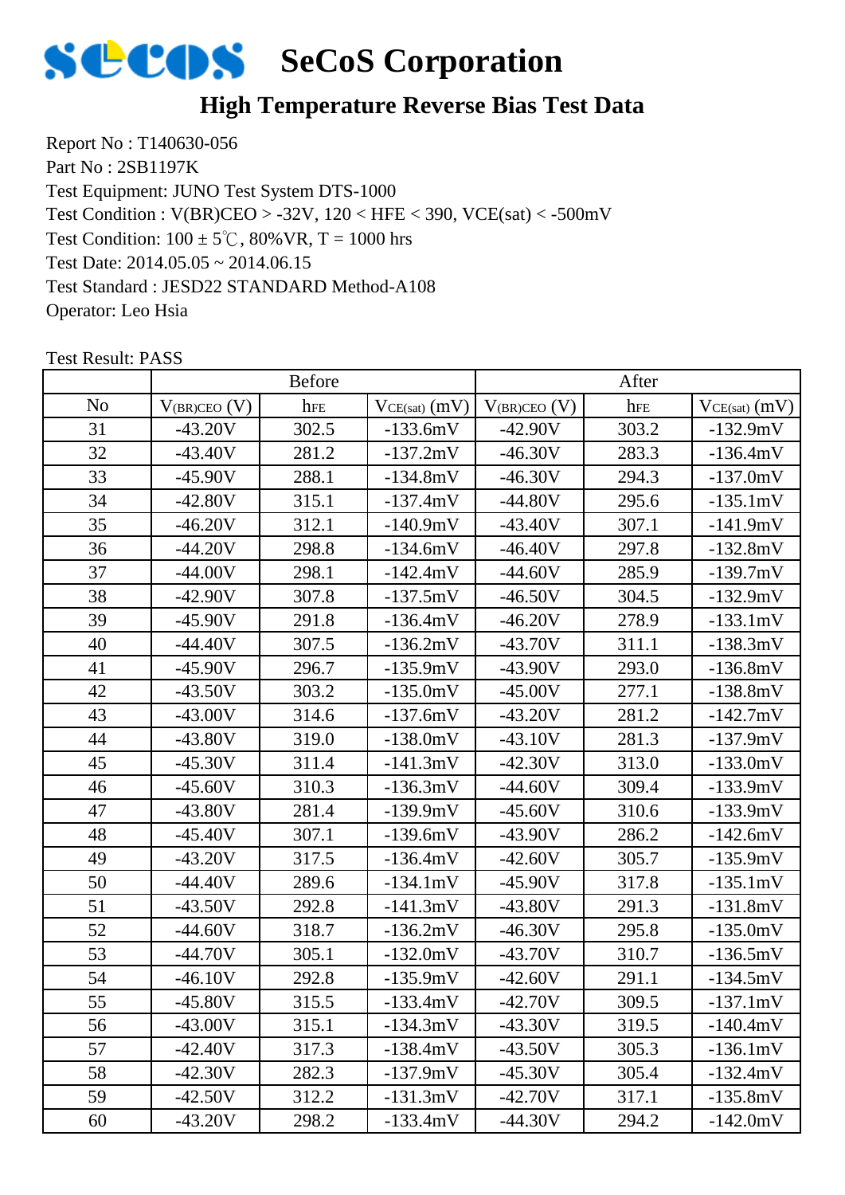# SeCoS Corporation

## High Temperature Reverse Bias Test Data

Report No : T140630-056
Part No : 2SB1197K
Test Equipment: JUNO Test System DTS-1000
Test Condition : V(BR)CEO > -32V, 120 < HFE < 390, VCE(sat) < -500mV
Test Condition: 100 ± 5℃, 80%VR, T = 1000 hrs
Test Date: 2014.05.05 ~ 2014.06.15
Test Standard : JESD22 STANDARD Method-A108
Operator: Leo Hsia

Test Result: PASS

| | Before | | | After | | |
|---|---|---|---|---|---|---|
| No | $V_{(BR)CEO}$ (V) | $h_{FE}$ | $V_{CE(sat)}$ (mV) | $V_{(BR)CEO}$ (V) | $h_{FE}$ | $V_{CE(sat)}$ (mV) |
| 31 | -43.20V | 302.5 | -133.6mV | -42.90V | 303.2 | -132.9mV |
| 32 | -43.40V | 281.2 | -137.2mV | -46.30V | 283.3 | -136.4mV |
| 33 | -45.90V | 288.1 | -134.8mV | -46.30V | 294.3 | -137.0mV |
| 34 | -42.80V | 315.1 | -137.4mV | -44.80V | 295.6 | -135.1mV |
| 35 | -46.20V | 312.1 | -140.9mV | -43.40V | 307.1 | -141.9mV |
| 36 | -44.20V | 298.8 | -134.6mV | -46.40V | 297.8 | -132.8mV |
| 37 | -44.00V | 298.1 | -142.4mV | -44.60V | 285.9 | -139.7mV |
| 38 | -42.90V | 307.8 | -137.5mV | -46.50V | 304.5 | -132.9mV |
| 39 | -45.90V | 291.8 | -136.4mV | -46.20V | 278.9 | -133.1mV |
| 40 | -44.40V | 307.5 | -136.2mV | -43.70V | 311.1 | -138.3mV |
| 41 | -45.90V | 296.7 | -135.9mV | -43.90V | 293.0 | -136.8mV |
| 42 | -43.50V | 303.2 | -135.0mV | -45.00V | 277.1 | -138.8mV |
| 43 | -43.00V | 314.6 | -137.6mV | -43.20V | 281.2 | -142.7mV |
| 44 | -43.80V | 319.0 | -138.0mV | -43.10V | 281.3 | -137.9mV |
| 45 | -45.30V | 311.4 | -141.3mV | -42.30V | 313.0 | -133.0mV |
| 46 | -45.60V | 310.3 | -136.3mV | -44.60V | 309.4 | -133.9mV |
| 47 | -43.80V | 281.4 | -139.9mV | -45.60V | 310.6 | -133.9mV |
| 48 | -45.40V | 307.1 | -139.6mV | -43.90V | 286.2 | -142.6mV |
| 49 | -43.20V | 317.5 | -136.4mV | -42.60V | 305.7 | -135.9mV |
| 50 | -44.40V | 289.6 | -134.1mV | -45.90V | 317.8 | -135.1mV |
| 51 | -43.50V | 292.8 | -141.3mV | -43.80V | 291.3 | -131.8mV |
| 52 | -44.60V | 318.7 | -136.2mV | -46.30V | 295.8 | -135.0mV |
| 53 | -44.70V | 305.1 | -132.0mV | -43.70V | 310.7 | -136.5mV |
| 54 | -46.10V | 292.8 | -135.9mV | -42.60V | 291.1 | -134.5mV |
| 55 | -45.80V | 315.5 | -133.4mV | -42.70V | 309.5 | -137.1mV |
| 56 | -43.00V | 315.1 | -134.3mV | -43.30V | 319.5 | -140.4mV |
| 57 | -42.40V | 317.3 | -138.4mV | -43.50V | 305.3 | -136.1mV |
| 58 | -42.30V | 282.3 | -137.9mV | -45.30V | 305.4 | -132.4mV |
| 59 | -42.50V | 312.2 | -131.3mV | -42.70V | 317.1 | -135.8mV |
| 60 | -43.20V | 298.2 | -133.4mV | -44.30V | 294.2 | -142.0mV |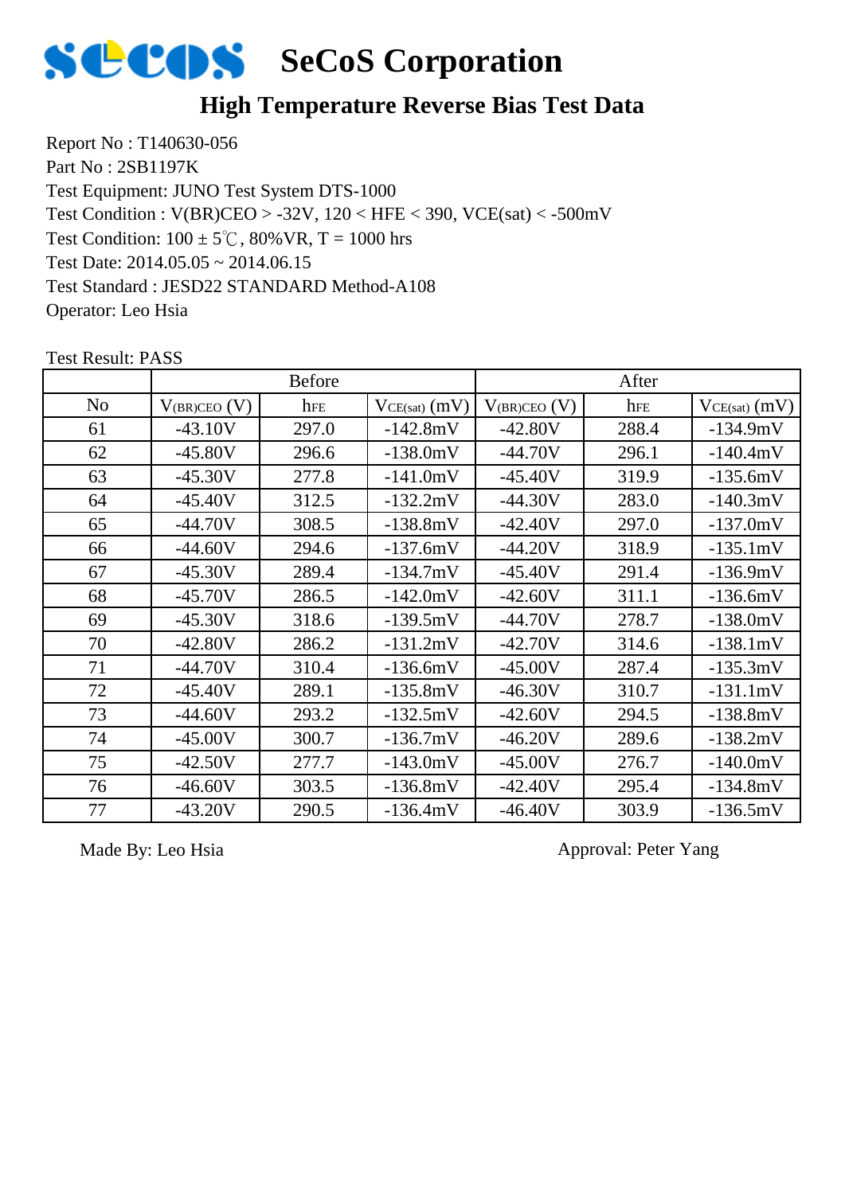# SeCoS Corporation

## High Temperature Reverse Bias Test Data

Report No : T140630-056
Part No : 2SB1197K
Test Equipment: JUNO Test System DTS-1000
Test Condition : V(BR)CEO > -32V, 120 < HFE < 390, VCE(sat) < -500mV
Test Condition: 100 ± 5℃, 80%VR, T = 1000 hrs
Test Date: 2014.05.05 ~ 2014.06.15
Test Standard : JESD22 STANDARD Method-A108
Operator: Leo Hsia

Test Result: PASS

| | Before | | | After | | |
|---|---|---|---|---|---|---|
| No | $V_{(BR)CEO}$ (V) | $h_{FE}$ | $V_{CE(sat)}$ (mV) | $V_{(BR)CEO}$ (V) | $h_{FE}$ | $V_{CE(sat)}$ (mV) |
| 61 | -43.10V | 297.0 | -142.8mV | -42.80V | 288.4 | -134.9mV |
| 62 | -45.80V | 296.6 | -138.0mV | -44.70V | 296.1 | -140.4mV |
| 63 | -45.30V | 277.8 | -141.0mV | -45.40V | 319.9 | -135.6mV |
| 64 | -45.40V | 312.5 | -132.2mV | -44.30V | 283.0 | -140.3mV |
| 65 | -44.70V | 308.5 | -138.8mV | -42.40V | 297.0 | -137.0mV |
| 66 | -44.60V | 294.6 | -137.6mV | -44.20V | 318.9 | -135.1mV |
| 67 | -45.30V | 289.4 | -134.7mV | -45.40V | 291.4 | -136.9mV |
| 68 | -45.70V | 286.5 | -142.0mV | -42.60V | 311.1 | -136.6mV |
| 69 | -45.30V | 318.6 | -139.5mV | -44.70V | 278.7 | -138.0mV |
| 70 | -42.80V | 286.2 | -131.2mV | -42.70V | 314.6 | -138.1mV |
| 71 | -44.70V | 310.4 | -136.6mV | -45.00V | 287.4 | -135.3mV |
| 72 | -45.40V | 289.1 | -135.8mV | -46.30V | 310.7 | -131.1mV |
| 73 | -44.60V | 293.2 | -132.5mV | -42.60V | 294.5 | -138.8mV |
| 74 | -45.00V | 300.7 | -136.7mV | -46.20V | 289.6 | -138.2mV |
| 75 | -42.50V | 277.7 | -143.0mV | -45.00V | 276.7 | -140.0mV |
| 76 | -46.60V | 303.5 | -136.8mV | -42.40V | 295.4 | -134.8mV |
| 77 | -43.20V | 290.5 | -136.4mV | -46.40V | 303.9 | -136.5mV |

Made By: Leo Hsia

Approval: Peter Yang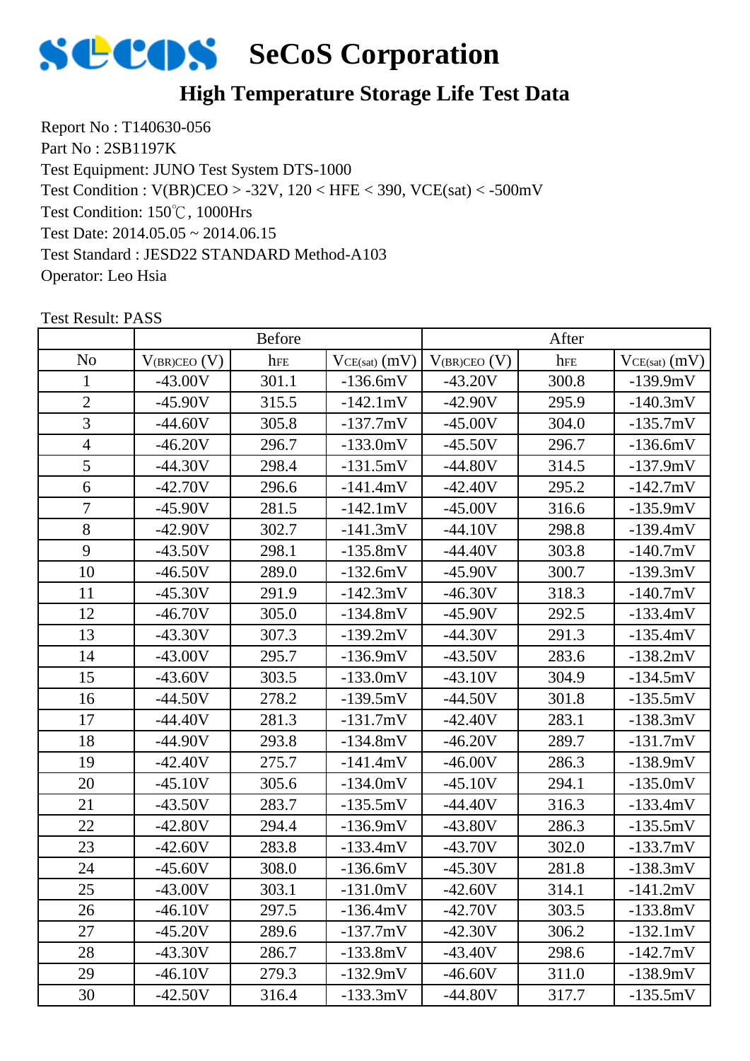# SeCoS Corporation

## High Temperature Storage Life Test Data

Report No : T140630-056
Part No : 2SB1197K
Test Equipment: JUNO Test System DTS-1000
Test Condition : V(BR)CEO > -32V, 120 < HFE < 390, VCE(sat) < -500mV
Test Condition: 150℃, 1000Hrs
Test Date: 2014.05.05 ~ 2014.06.15
Test Standard : JESD22 STANDARD Method-A103
Operator: Leo Hsia

Test Result: PASS

| | Before | | | After | | |
|---|---|---|---|---|---|---|
| No | $V_{(BR)CEO}$ (V) | $h_{FE}$ | $V_{CE(sat)}$ (mV) | $V_{(BR)CEO}$ (V) | $h_{FE}$ | $V_{CE(sat)}$ (mV) |
| 1 | -43.00V | 301.1 | -136.6mV | -43.20V | 300.8 | -139.9mV |
| 2 | -45.90V | 315.5 | -142.1mV | -42.90V | 295.9 | -140.3mV |
| 3 | -44.60V | 305.8 | -137.7mV | -45.00V | 304.0 | -135.7mV |
| 4 | -46.20V | 296.7 | -133.0mV | -45.50V | 296.7 | -136.6mV |
| 5 | -44.30V | 298.4 | -131.5mV | -44.80V | 314.5 | -137.9mV |
| 6 | -42.70V | 296.6 | -141.4mV | -42.40V | 295.2 | -142.7mV |
| 7 | -45.90V | 281.5 | -142.1mV | -45.00V | 316.6 | -135.9mV |
| 8 | -42.90V | 302.7 | -141.3mV | -44.10V | 298.8 | -139.4mV |
| 9 | -43.50V | 298.1 | -135.8mV | -44.40V | 303.8 | -140.7mV |
| 10 | -46.50V | 289.0 | -132.6mV | -45.90V | 300.7 | -139.3mV |
| 11 | -45.30V | 291.9 | -142.3mV | -46.30V | 318.3 | -140.7mV |
| 12 | -46.70V | 305.0 | -134.8mV | -45.90V | 292.5 | -133.4mV |
| 13 | -43.30V | 307.3 | -139.2mV | -44.30V | 291.3 | -135.4mV |
| 14 | -43.00V | 295.7 | -136.9mV | -43.50V | 283.6 | -138.2mV |
| 15 | -43.60V | 303.5 | -133.0mV | -43.10V | 304.9 | -134.5mV |
| 16 | -44.50V | 278.2 | -139.5mV | -44.50V | 301.8 | -135.5mV |
| 17 | -44.40V | 281.3 | -131.7mV | -42.40V | 283.1 | -138.3mV |
| 18 | -44.90V | 293.8 | -134.8mV | -46.20V | 289.7 | -131.7mV |
| 19 | -42.40V | 275.7 | -141.4mV | -46.00V | 286.3 | -138.9mV |
| 20 | -45.10V | 305.6 | -134.0mV | -45.10V | 294.1 | -135.0mV |
| 21 | -43.50V | 283.7 | -135.5mV | -44.40V | 316.3 | -133.4mV |
| 22 | -42.80V | 294.4 | -136.9mV | -43.80V | 286.3 | -135.5mV |
| 23 | -42.60V | 283.8 | -133.4mV | -43.70V | 302.0 | -133.7mV |
| 24 | -45.60V | 308.0 | -136.6mV | -45.30V | 281.8 | -138.3mV |
| 25 | -43.00V | 303.1 | -131.0mV | -42.60V | 314.1 | -141.2mV |
| 26 | -46.10V | 297.5 | -136.4mV | -42.70V | 303.5 | -133.8mV |
| 27 | -45.20V | 289.6 | -137.7mV | -42.30V | 306.2 | -132.1mV |
| 28 | -43.30V | 286.7 | -133.8mV | -43.40V | 298.6 | -142.7mV |
| 29 | -46.10V | 279.3 | -132.9mV | -46.60V | 311.0 | -138.9mV |
| 30 | -42.50V | 316.4 | -133.3mV | -44.80V | 317.7 | -135.5mV |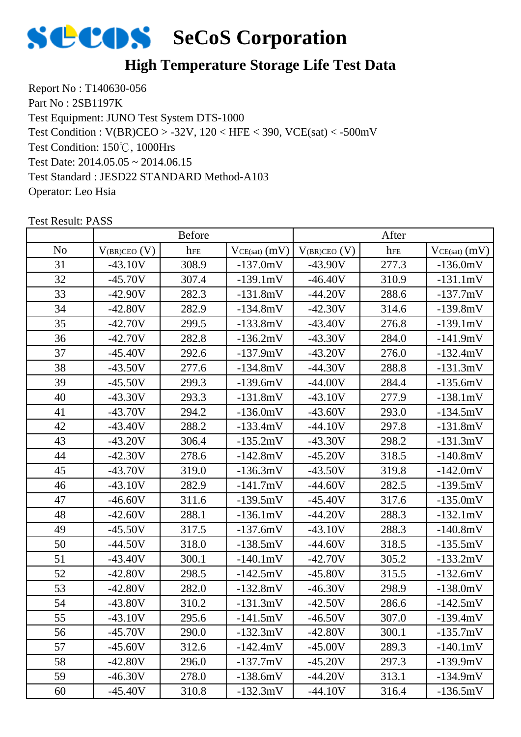# SeCoS Corporation

## High Temperature Storage Life Test Data

Report No : T140630-056
Part No : 2SB1197K
Test Equipment: JUNO Test System DTS-1000
Test Condition : $V_{(BR)CEO}$ > -32V, 120 < HFE < 390, VCE(sat) < -500mV
Test Condition: 150℃, 1000Hrs
Test Date: 2014.05.05 ~ 2014.06.15
Test Standard : JESD22 STANDARD Method-A103
Operator: Leo Hsia

Test Result: PASS

| | Before | | | After | | |
|---|---|---|---|---|---|---|
| No | $V_{(BR)CEO}$ (V) | $h_{FE}$ | $V_{CE(sat)}$ (mV) | $V_{(BR)CEO}$ (V) | $h_{FE}$ | $V_{CE(sat)}$ (mV) |
| 31 | -43.10V | 308.9 | -137.0mV | -43.90V | 277.3 | -136.0mV |
| 32 | -45.70V | 307.4 | -139.1mV | -46.40V | 310.9 | -131.1mV |
| 33 | -42.90V | 282.3 | -131.8mV | -44.20V | 288.6 | -137.7mV |
| 34 | -42.80V | 282.9 | -134.8mV | -42.30V | 314.6 | -139.8mV |
| 35 | -42.70V | 299.5 | -133.8mV | -43.40V | 276.8 | -139.1mV |
| 36 | -42.70V | 282.8 | -136.2mV | -43.30V | 284.0 | -141.9mV |
| 37 | -45.40V | 292.6 | -137.9mV | -43.20V | 276.0 | -132.4mV |
| 38 | -43.50V | 277.6 | -134.8mV | -44.30V | 288.8 | -131.3mV |
| 39 | -45.50V | 299.3 | -139.6mV | -44.00V | 284.4 | -135.6mV |
| 40 | -43.30V | 293.3 | -131.8mV | -43.10V | 277.9 | -138.1mV |
| 41 | -43.70V | 294.2 | -136.0mV | -43.60V | 293.0 | -134.5mV |
| 42 | -43.40V | 288.2 | -133.4mV | -44.10V | 297.8 | -131.8mV |
| 43 | -43.20V | 306.4 | -135.2mV | -43.30V | 298.2 | -131.3mV |
| 44 | -42.30V | 278.6 | -142.8mV | -45.20V | 318.5 | -140.8mV |
| 45 | -43.70V | 319.0 | -136.3mV | -43.50V | 319.8 | -142.0mV |
| 46 | -43.10V | 282.9 | -141.7mV | -44.60V | 282.5 | -139.5mV |
| 47 | -46.60V | 311.6 | -139.5mV | -45.40V | 317.6 | -135.0mV |
| 48 | -42.60V | 288.1 | -136.1mV | -44.20V | 288.3 | -132.1mV |
| 49 | -45.50V | 317.5 | -137.6mV | -43.10V | 288.3 | -140.8mV |
| 50 | -44.50V | 318.0 | -138.5mV | -44.60V | 318.5 | -135.5mV |
| 51 | -43.40V | 300.1 | -140.1mV | -42.70V | 305.2 | -133.2mV |
| 52 | -42.80V | 298.5 | -142.5mV | -45.80V | 315.5 | -132.6mV |
| 53 | -42.80V | 282.0 | -132.8mV | -46.30V | 298.9 | -138.0mV |
| 54 | -43.80V | 310.2 | -131.3mV | -42.50V | 286.6 | -142.5mV |
| 55 | -43.10V | 295.6 | -141.5mV | -46.50V | 307.0 | -139.4mV |
| 56 | -45.70V | 290.0 | -132.3mV | -42.80V | 300.1 | -135.7mV |
| 57 | -45.60V | 312.6 | -142.4mV | -45.00V | 289.3 | -140.1mV |
| 58 | -42.80V | 296.0 | -137.7mV | -45.20V | 297.3 | -139.9mV |
| 59 | -46.30V | 278.0 | -138.6mV | -44.20V | 313.1 | -134.9mV |
| 60 | -45.40V | 310.8 | -132.3mV | -44.10V | 316.4 | -136.5mV |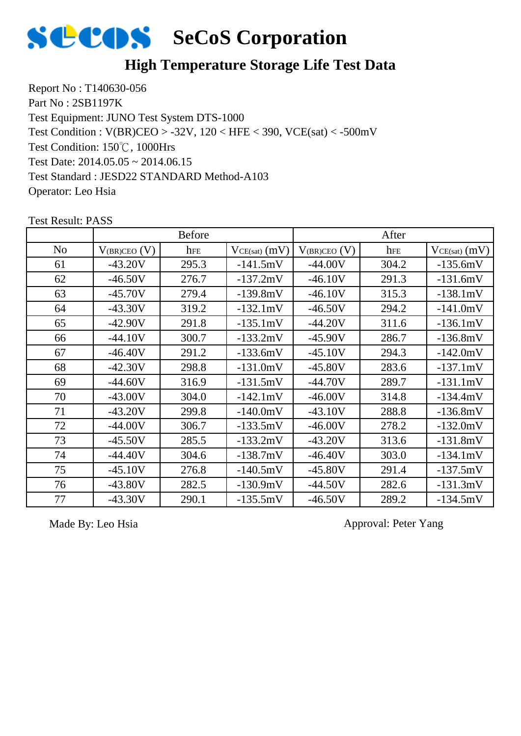# SeCoS Corporation

## High Temperature Storage Life Test Data

Report No : T140630-056
Part No : 2SB1197K
Test Equipment: JUNO Test System DTS-1000
Test Condition : V(BR)CEO > -32V, 120 < HFE < 390, VCE(sat) < -500mV
Test Condition: 150℃, 1000Hrs
Test Date: 2014.05.05 ~ 2014.06.15
Test Standard : JESD22 STANDARD Method-A103
Operator: Leo Hsia

Test Result: PASS

| | Before | | | After | | |
|---|---|---|---|---|---|---|
| No | $V_{(BR)CEO}$ (V) | $h_{FE}$ | $V_{CE(sat)}$ (mV) | $V_{(BR)CEO}$ (V) | $h_{FE}$ | $V_{CE(sat)}$ (mV) |
| 61 | -43.20V | 295.3 | -141.5mV | -44.00V | 304.2 | -135.6mV |
| 62 | -46.50V | 276.7 | -137.2mV | -46.10V | 291.3 | -131.6mV |
| 63 | -45.70V | 279.4 | -139.8mV | -46.10V | 315.3 | -138.1mV |
| 64 | -43.30V | 319.2 | -132.1mV | -46.50V | 294.2 | -141.0mV |
| 65 | -42.90V | 291.8 | -135.1mV | -44.20V | 311.6 | -136.1mV |
| 66 | -44.10V | 300.7 | -133.2mV | -45.90V | 286.7 | -136.8mV |
| 67 | -46.40V | 291.2 | -133.6mV | -45.10V | 294.3 | -142.0mV |
| 68 | -42.30V | 298.8 | -131.0mV | -45.80V | 283.6 | -137.1mV |
| 69 | -44.60V | 316.9 | -131.5mV | -44.70V | 289.7 | -131.1mV |
| 70 | -43.00V | 304.0 | -142.1mV | -46.00V | 314.8 | -134.4mV |
| 71 | -43.20V | 299.8 | -140.0mV | -43.10V | 288.8 | -136.8mV |
| 72 | -44.00V | 306.7 | -133.5mV | -46.00V | 278.2 | -132.0mV |
| 73 | -45.50V | 285.5 | -133.2mV | -43.20V | 313.6 | -131.8mV |
| 74 | -44.40V | 304.6 | -138.7mV | -46.40V | 303.0 | -134.1mV |
| 75 | -45.10V | 276.8 | -140.5mV | -45.80V | 291.4 | -137.5mV |
| 76 | -43.80V | 282.5 | -130.9mV | -44.50V | 282.6 | -131.3mV |
| 77 | -43.30V | 290.1 | -135.5mV | -46.50V | 289.2 | -134.5mV |

Made By: Leo Hsia

Approval: Peter Yang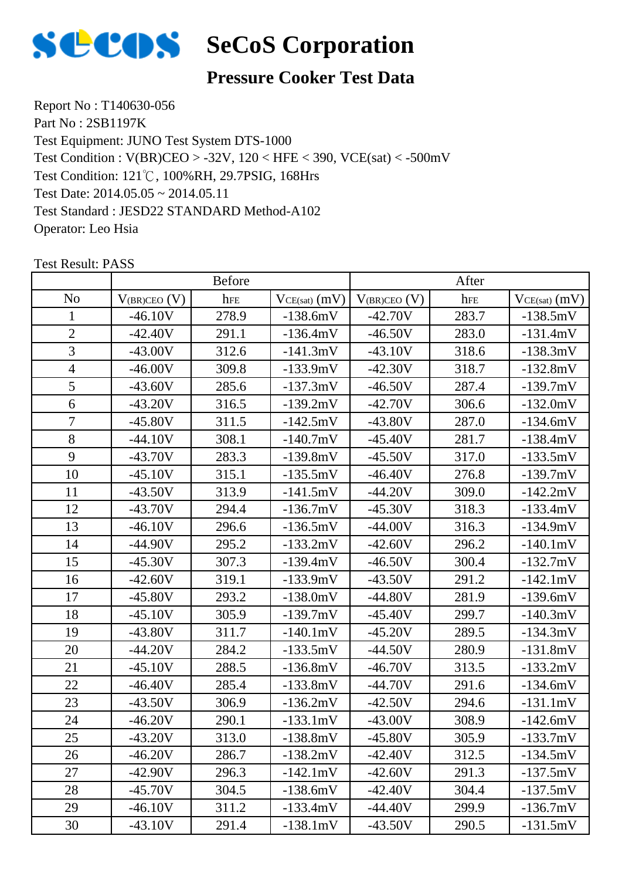# SeCoS Corporation

## Pressure Cooker Test Data

Report No : T140630-056
Part No : 2SB1197K
Test Equipment: JUNO Test System DTS-1000
Test Condition : V(BR)CEO > -32V, 120 < HFE < 390, VCE(sat) < -500mV
Test Condition: 121℃, 100%RH, 29.7PSIG, 168Hrs
Test Date: 2014.05.05 ~ 2014.05.11
Test Standard : JESD22 STANDARD Method-A102
Operator: Leo Hsia

Test Result: PASS

| | Before | | | After | | |
|---|---|---|---|---|---|---|
| No | $V_{(BR)CEO}$ (V) | $h_{FE}$ | $V_{CE(sat)}$ (mV) | $V_{(BR)CEO}$ (V) | $h_{FE}$ | $V_{CE(sat)}$ (mV) |
| 1 | -46.10V | 278.9 | -138.6mV | -42.70V | 283.7 | -138.5mV |
| 2 | -42.40V | 291.1 | -136.4mV | -46.50V | 283.0 | -131.4mV |
| 3 | -43.00V | 312.6 | -141.3mV | -43.10V | 318.6 | -138.3mV |
| 4 | -46.00V | 309.8 | -133.9mV | -42.30V | 318.7 | -132.8mV |
| 5 | -43.60V | 285.6 | -137.3mV | -46.50V | 287.4 | -139.7mV |
| 6 | -43.20V | 316.5 | -139.2mV | -42.70V | 306.6 | -132.0mV |
| 7 | -45.80V | 311.5 | -142.5mV | -43.80V | 287.0 | -134.6mV |
| 8 | -44.10V | 308.1 | -140.7mV | -45.40V | 281.7 | -138.4mV |
| 9 | -43.70V | 283.3 | -139.8mV | -45.50V | 317.0 | -133.5mV |
| 10 | -45.10V | 315.1 | -135.5mV | -46.40V | 276.8 | -139.7mV |
| 11 | -43.50V | 313.9 | -141.5mV | -44.20V | 309.0 | -142.2mV |
| 12 | -43.70V | 294.4 | -136.7mV | -45.30V | 318.3 | -133.4mV |
| 13 | -46.10V | 296.6 | -136.5mV | -44.00V | 316.3 | -134.9mV |
| 14 | -44.90V | 295.2 | -133.2mV | -42.60V | 296.2 | -140.1mV |
| 15 | -45.30V | 307.3 | -139.4mV | -46.50V | 300.4 | -132.7mV |
| 16 | -42.60V | 319.1 | -133.9mV | -43.50V | 291.2 | -142.1mV |
| 17 | -45.80V | 293.2 | -138.0mV | -44.80V | 281.9 | -139.6mV |
| 18 | -45.10V | 305.9 | -139.7mV | -45.40V | 299.7 | -140.3mV |
| 19 | -43.80V | 311.7 | -140.1mV | -45.20V | 289.5 | -134.3mV |
| 20 | -44.20V | 284.2 | -133.5mV | -44.50V | 280.9 | -131.8mV |
| 21 | -45.10V | 288.5 | -136.8mV | -46.70V | 313.5 | -133.2mV |
| 22 | -46.40V | 285.4 | -133.8mV | -44.70V | 291.6 | -134.6mV |
| 23 | -43.50V | 306.9 | -136.2mV | -42.50V | 294.6 | -131.1mV |
| 24 | -46.20V | 290.1 | -133.1mV | -43.00V | 308.9 | -142.6mV |
| 25 | -43.20V | 313.0 | -138.8mV | -45.80V | 305.9 | -133.7mV |
| 26 | -46.20V | 286.7 | -138.2mV | -42.40V | 312.5 | -134.5mV |
| 27 | -42.90V | 296.3 | -142.1mV | -42.60V | 291.3 | -137.5mV |
| 28 | -45.70V | 304.5 | -138.6mV | -42.40V | 304.4 | -137.5mV |
| 29 | -46.10V | 311.2 | -133.4mV | -44.40V | 299.9 | -136.7mV |
| 30 | -43.10V | 291.4 | -138.1mV | -43.50V | 290.5 | -131.5mV |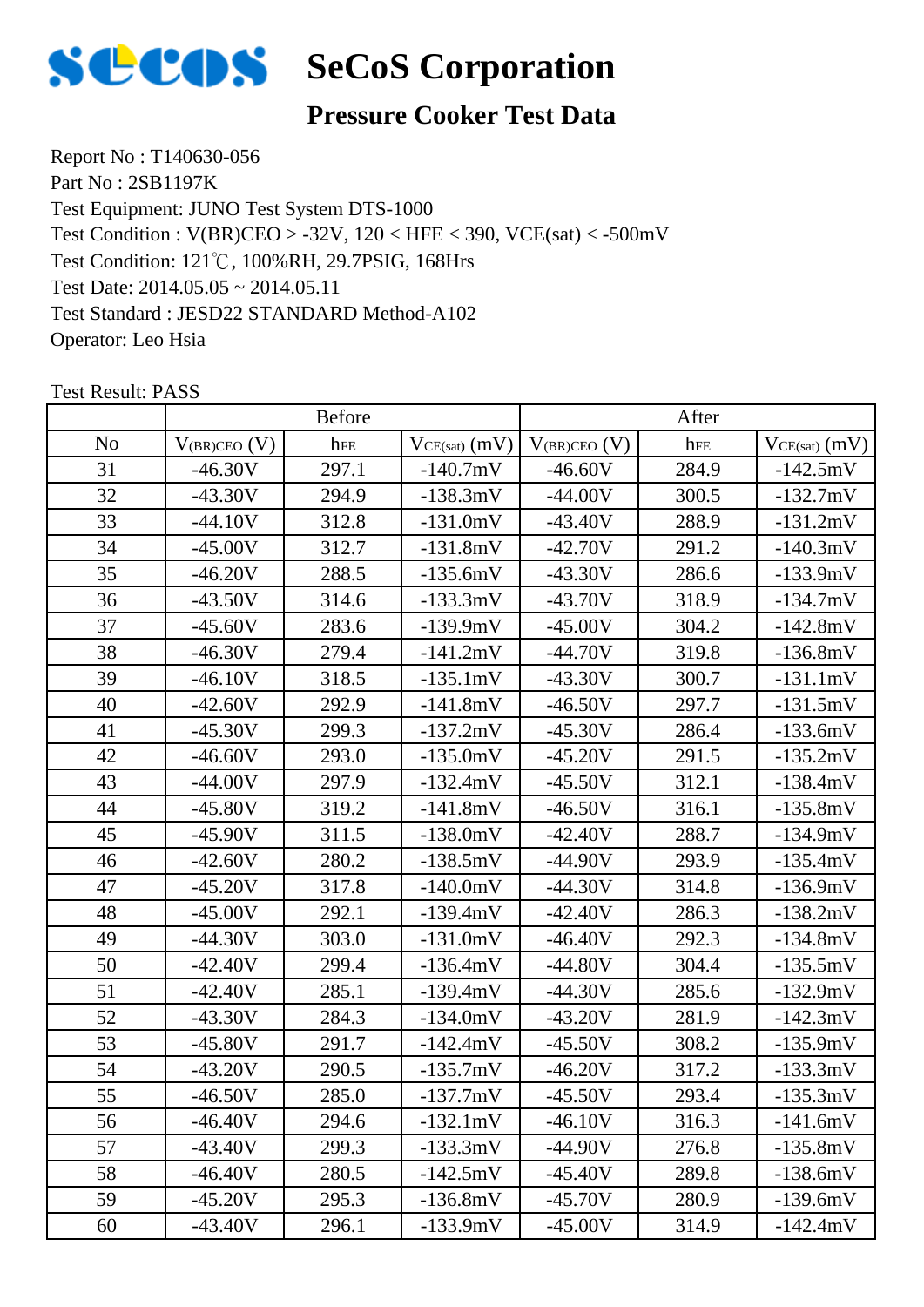# SeCoS Corporation

## Pressure Cooker Test Data

Report No : T140630-056
Part No : 2SB1197K
Test Equipment: JUNO Test System DTS-1000
Test Condition : V(BR)CEO > -32V, 120 < HFE < 390, VCE(sat) < -500mV
Test Condition: 121℃, 100%RH, 29.7PSIG, 168Hrs
Test Date: 2014.05.05 ~ 2014.05.11
Test Standard : JESD22 STANDARD Method-A102
Operator: Leo Hsia

Test Result: PASS

| | Before | | | After | | |
|---|---|---|---|---|---|---|
| No | $V_{(BR)CEO}$ (V) | $h_{FE}$ | $V_{CE(sat)}$ (mV) | $V_{(BR)CEO}$ (V) | $h_{FE}$ | $V_{CE(sat)}$ (mV) |
| 31 | -46.30V | 297.1 | -140.7mV | -46.60V | 284.9 | -142.5mV |
| 32 | -43.30V | 294.9 | -138.3mV | -44.00V | 300.5 | -132.7mV |
| 33 | -44.10V | 312.8 | -131.0mV | -43.40V | 288.9 | -131.2mV |
| 34 | -45.00V | 312.7 | -131.8mV | -42.70V | 291.2 | -140.3mV |
| 35 | -46.20V | 288.5 | -135.6mV | -43.30V | 286.6 | -133.9mV |
| 36 | -43.50V | 314.6 | -133.3mV | -43.70V | 318.9 | -134.7mV |
| 37 | -45.60V | 283.6 | -139.9mV | -45.00V | 304.2 | -142.8mV |
| 38 | -46.30V | 279.4 | -141.2mV | -44.70V | 319.8 | -136.8mV |
| 39 | -46.10V | 318.5 | -135.1mV | -43.30V | 300.7 | -131.1mV |
| 40 | -42.60V | 292.9 | -141.8mV | -46.50V | 297.7 | -131.5mV |
| 41 | -45.30V | 299.3 | -137.2mV | -45.30V | 286.4 | -133.6mV |
| 42 | -46.60V | 293.0 | -135.0mV | -45.20V | 291.5 | -135.2mV |
| 43 | -44.00V | 297.9 | -132.4mV | -45.50V | 312.1 | -138.4mV |
| 44 | -45.80V | 319.2 | -141.8mV | -46.50V | 316.1 | -135.8mV |
| 45 | -45.90V | 311.5 | -138.0mV | -42.40V | 288.7 | -134.9mV |
| 46 | -42.60V | 280.2 | -138.5mV | -44.90V | 293.9 | -135.4mV |
| 47 | -45.20V | 317.8 | -140.0mV | -44.30V | 314.8 | -136.9mV |
| 48 | -45.00V | 292.1 | -139.4mV | -42.40V | 286.3 | -138.2mV |
| 49 | -44.30V | 303.0 | -131.0mV | -46.40V | 292.3 | -134.8mV |
| 50 | -42.40V | 299.4 | -136.4mV | -44.80V | 304.4 | -135.5mV |
| 51 | -42.40V | 285.1 | -139.4mV | -44.30V | 285.6 | -132.9mV |
| 52 | -43.30V | 284.3 | -134.0mV | -43.20V | 281.9 | -142.3mV |
| 53 | -45.80V | 291.7 | -142.4mV | -45.50V | 308.2 | -135.9mV |
| 54 | -43.20V | 290.5 | -135.7mV | -46.20V | 317.2 | -133.3mV |
| 55 | -46.50V | 285.0 | -137.7mV | -45.50V | 293.4 | -135.3mV |
| 56 | -46.40V | 294.6 | -132.1mV | -46.10V | 316.3 | -141.6mV |
| 57 | -43.40V | 299.3 | -133.3mV | -44.90V | 276.8 | -135.8mV |
| 58 | -46.40V | 280.5 | -142.5mV | -45.40V | 289.8 | -138.6mV |
| 59 | -45.20V | 295.3 | -136.8mV | -45.70V | 280.9 | -139.6mV |
| 60 | -43.40V | 296.1 | -133.9mV | -45.00V | 314.9 | -142.4mV |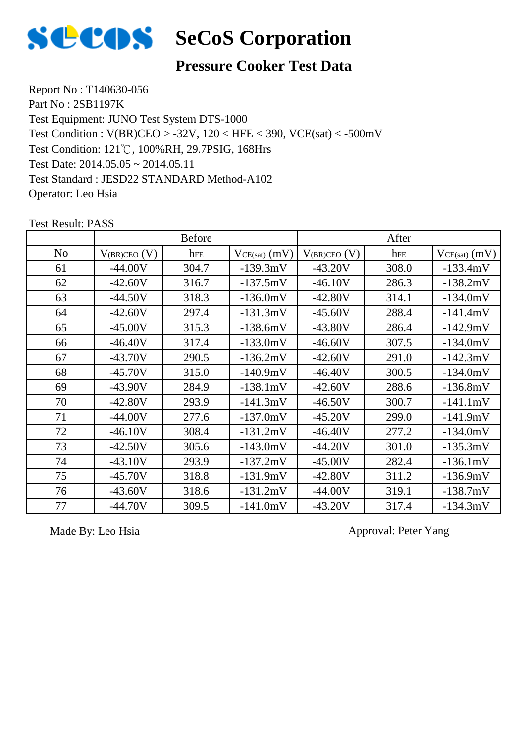# SeCoS Corporation

## Pressure Cooker Test Data

Report No : T140630-056
Part No : 2SB1197K
Test Equipment: JUNO Test System DTS-1000
Test Condition : V(BR)CEO > -32V, 120 < HFE < 390, VCE(sat) < -500mV
Test Condition: 121℃, 100%RH, 29.7PSIG, 168Hrs
Test Date: 2014.05.05 ~ 2014.05.11
Test Standard : JESD22 STANDARD Method-A102
Operator: Leo Hsia

Test Result: PASS

| | Before | | | After | | |
|---|---|---|---|---|---|---|
| No | $V_{(BR)CEO}$ (V) | $h_{FE}$ | $V_{CE(sat)}$ (mV) | $V_{(BR)CEO}$ (V) | $h_{FE}$ | $V_{CE(sat)}$ (mV) |
| 61 | -44.00V | 304.7 | -139.3mV | -43.20V | 308.0 | -133.4mV |
| 62 | -42.60V | 316.7 | -137.5mV | -46.10V | 286.3 | -138.2mV |
| 63 | -44.50V | 318.3 | -136.0mV | -42.80V | 314.1 | -134.0mV |
| 64 | -42.60V | 297.4 | -131.3mV | -45.60V | 288.4 | -141.4mV |
| 65 | -45.00V | 315.3 | -138.6mV | -43.80V | 286.4 | -142.9mV |
| 66 | -46.40V | 317.4 | -133.0mV | -46.60V | 307.5 | -134.0mV |
| 67 | -43.70V | 290.5 | -136.2mV | -42.60V | 291.0 | -142.3mV |
| 68 | -45.70V | 315.0 | -140.9mV | -46.40V | 300.5 | -134.0mV |
| 69 | -43.90V | 284.9 | -138.1mV | -42.60V | 288.6 | -136.8mV |
| 70 | -42.80V | 293.9 | -141.3mV | -46.50V | 300.7 | -141.1mV |
| 71 | -44.00V | 277.6 | -137.0mV | -45.20V | 299.0 | -141.9mV |
| 72 | -46.10V | 308.4 | -131.2mV | -46.40V | 277.2 | -134.0mV |
| 73 | -42.50V | 305.6 | -143.0mV | -44.20V | 301.0 | -135.3mV |
| 74 | -43.10V | 293.9 | -137.2mV | -45.00V | 282.4 | -136.1mV |
| 75 | -45.70V | 318.8 | -131.9mV | -42.80V | 311.2 | -136.9mV |
| 76 | -43.60V | 318.6 | -131.2mV | -44.00V | 319.1 | -138.7mV |
| 77 | -44.70V | 309.5 | -141.0mV | -43.20V | 317.4 | -134.3mV |

Made By: Leo Hsia

Approval: Peter Yang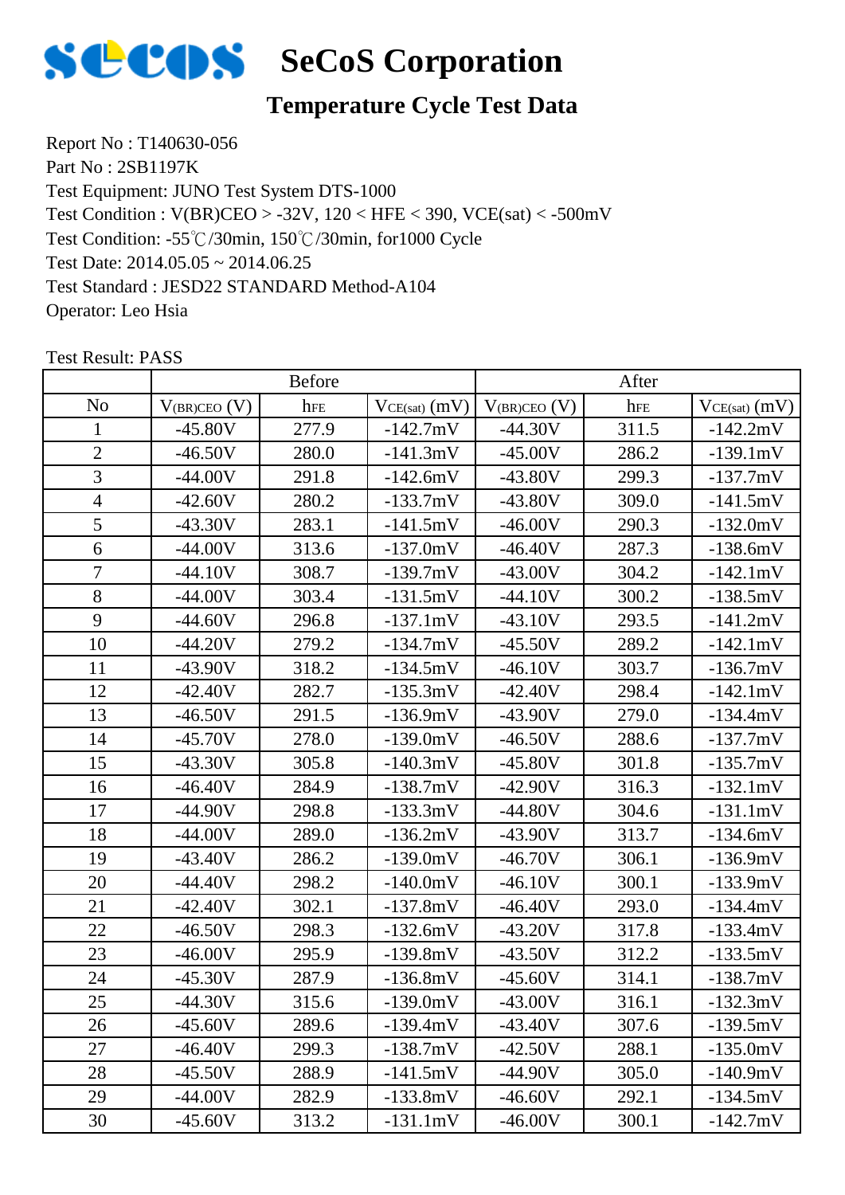# SeCoS Corporation

## Temperature Cycle Test Data

Report No : T140630-056
Part No : 2SB1197K
Test Equipment: JUNO Test System DTS-1000
Test Condition : V(BR)CEO > -32V, 120 < HFE < 390, VCE(sat) < -500mV
Test Condition: -55℃/30min, 150℃/30min, for1000 Cycle
Test Date: 2014.05.05 ~ 2014.06.25
Test Standard : JEDC22 STANDARD Method-A104
Operator: Leo Hsia

Test Result: PASS

| | Before | | | After | | |
|---|---|---|---|---|---|---|
| No | $V_{(BR)CEO}$ (V) | $h_{FE}$ | $V_{CE(sat)}$ (mV) | $V_{(BR)CEO}$ (V) | $h_{FE}$ | $V_{CE(sat)}$ (mV) |
| 1 | -45.80V | 277.9 | -142.7mV | -44.30V | 311.5 | -142.2mV |
| 2 | -46.50V | 280.0 | -141.3mV | -45.00V | 286.2 | -139.1mV |
| 3 | -44.00V | 291.8 | -142.6mV | -43.80V | 299.3 | -137.7mV |
| 4 | -42.60V | 280.2 | -133.7mV | -43.80V | 309.0 | -141.5mV |
| 5 | -43.30V | 283.1 | -141.5mV | -46.00V | 290.3 | -132.0mV |
| 6 | -44.00V | 313.6 | -137.0mV | -46.40V | 287.3 | -138.6mV |
| 7 | -44.10V | 308.7 | -139.7mV | -43.00V | 304.2 | -142.1mV |
| 8 | -44.00V | 303.4 | -131.5mV | -44.10V | 300.2 | -138.5mV |
| 9 | -44.60V | 296.8 | -137.1mV | -43.10V | 293.5 | -141.2mV |
| 10 | -44.20V | 279.2 | -134.7mV | -45.50V | 289.2 | -142.1mV |
| 11 | -43.90V | 318.2 | -134.5mV | -46.10V | 303.7 | -136.7mV |
| 12 | -42.40V | 282.7 | -135.3mV | -42.40V | 298.4 | -142.1mV |
| 13 | -46.50V | 291.5 | -136.9mV | -43.90V | 279.0 | -134.4mV |
| 14 | -45.70V | 278.0 | -139.0mV | -46.50V | 288.6 | -137.7mV |
| 15 | -43.30V | 305.8 | -140.3mV | -45.80V | 301.8 | -135.7mV |
| 16 | -46.40V | 284.9 | -138.7mV | -42.90V | 316.3 | -132.1mV |
| 17 | -44.90V | 298.8 | -133.3mV | -44.80V | 304.6 | -131.1mV |
| 18 | -44.00V | 289.0 | -136.2mV | -43.90V | 313.7 | -134.6mV |
| 19 | -43.40V | 286.2 | -139.0mV | -46.70V | 306.1 | -136.9mV |
| 20 | -44.40V | 298.2 | -140.0mV | -46.10V | 300.1 | -133.9mV |
| 21 | -42.40V | 302.1 | -137.8mV | -46.40V | 293.0 | -134.4mV |
| 22 | -46.50V | 298.3 | -132.6mV | -43.20V | 317.8 | -133.4mV |
| 23 | -46.00V | 295.9 | -139.8mV | -43.50V | 312.2 | -133.5mV |
| 24 | -45.30V | 287.9 | -136.8mV | -45.60V | 314.1 | -138.7mV |
| 25 | -44.30V | 315.6 | -139.0mV | -43.00V | 316.1 | -132.3mV |
| 26 | -45.60V | 289.6 | -139.4mV | -43.40V | 307.6 | -139.5mV |
| 27 | -46.40V | 299.3 | -138.7mV | -42.50V | 288.1 | -135.0mV |
| 28 | -45.50V | 288.9 | -141.5mV | -44.90V | 305.0 | -140.9mV |
| 29 | -44.00V | 282.9 | -133.8mV | -46.60V | 292.1 | -134.5mV |
| 30 | -45.60V | 313.2 | -131.1mV | -46.00V | 300.1 | -142.7mV |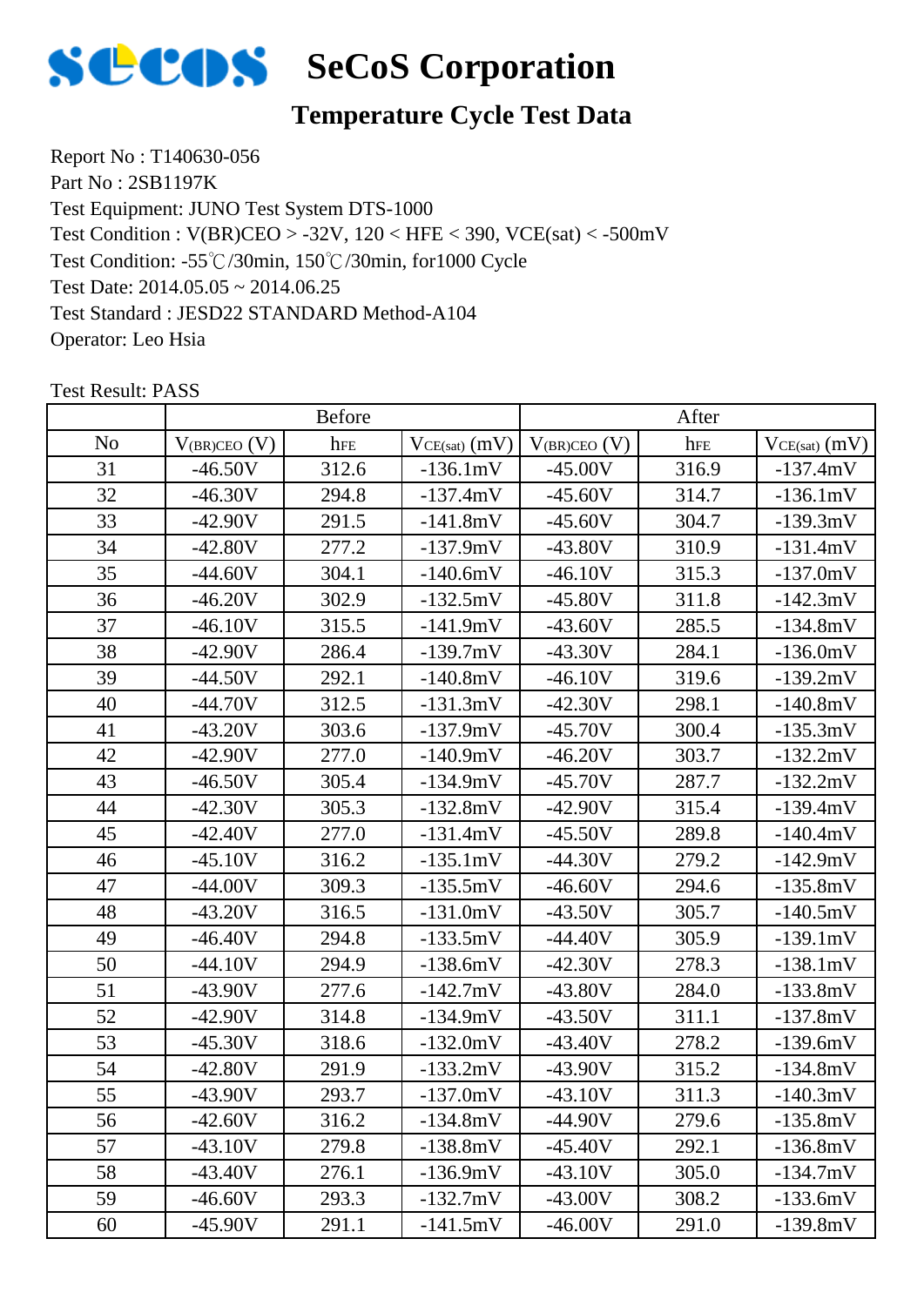# SeCoS Corporation

## Temperature Cycle Test Data

Report No : T140630-056
Part No : 2SB1197K
Test Equipment: JUNO Test System DTS-1000
Test Condition : V(BR)CEO > -32V, 120 < HFE < 390, VCE(sat) < -500mV
Test Condition: -55℃/30min, 150℃/30min, for1000 Cycle
Test Date: 2014.05.05 ~ 2014.06.25
Test Standard : JESD22 STANDARD Method-A104
Operator: Leo Hsia

Test Result: PASS

| | Before | | | After | | |
|---|---|---|---|---|---|---|
| No | $V_{(BR)CEO}$ (V) | $h_{FE}$ | $V_{CE(sat)}$ (mV) | $V_{(BR)CEO}$ (V) | $h_{FE}$ | $V_{CE(sat)}$ (mV) |
| 31 | -46.50V | 312.6 | -136.1mV | -45.00V | 316.9 | -137.4mV |
| 32 | -46.30V | 294.8 | -137.4mV | -45.60V | 314.7 | -136.1mV |
| 33 | -42.90V | 291.5 | -141.8mV | -45.60V | 304.7 | -139.3mV |
| 34 | -42.80V | 277.2 | -137.9mV | -43.80V | 310.9 | -131.4mV |
| 35 | -44.60V | 304.1 | -140.6mV | -46.10V | 315.3 | -137.0mV |
| 36 | -46.20V | 302.9 | -132.5mV | -45.80V | 311.8 | -142.3mV |
| 37 | -46.10V | 315.5 | -141.9mV | -43.60V | 285.5 | -134.8mV |
| 38 | -42.90V | 286.4 | -139.7mV | -43.30V | 284.1 | -136.0mV |
| 39 | -44.50V | 292.1 | -140.8mV | -46.10V | 319.6 | -139.2mV |
| 40 | -44.70V | 312.5 | -131.3mV | -42.30V | 298.1 | -140.8mV |
| 41 | -43.20V | 303.6 | -137.9mV | -45.70V | 300.4 | -135.3mV |
| 42 | -42.90V | 277.0 | -140.9mV | -46.20V | 303.7 | -132.2mV |
| 43 | -46.50V | 305.4 | -134.9mV | -45.70V | 287.7 | -132.2mV |
| 44 | -42.30V | 305.3 | -132.8mV | -42.90V | 315.4 | -139.4mV |
| 45 | -42.40V | 277.0 | -131.4mV | -45.50V | 289.8 | -140.4mV |
| 46 | -45.10V | 316.2 | -135.1mV | -44.30V | 279.2 | -142.9mV |
| 47 | -44.00V | 309.3 | -135.5mV | -46.60V | 294.6 | -135.8mV |
| 48 | -43.20V | 316.5 | -131.0mV | -43.50V | 305.7 | -140.5mV |
| 49 | -46.40V | 294.8 | -133.5mV | -44.40V | 305.9 | -139.1mV |
| 50 | -44.10V | 294.9 | -138.6mV | -42.30V | 278.3 | -138.1mV |
| 51 | -43.90V | 277.6 | -142.7mV | -43.80V | 284.0 | -133.8mV |
| 52 | -42.90V | 314.8 | -134.9mV | -43.50V | 311.1 | -137.8mV |
| 53 | -45.30V | 318.6 | -132.0mV | -43.40V | 278.2 | -139.6mV |
| 54 | -42.80V | 291.9 | -133.2mV | -43.90V | 315.2 | -134.8mV |
| 55 | -43.90V | 293.7 | -137.0mV | -43.10V | 311.3 | -140.3mV |
| 56 | -42.60V | 316.2 | -134.8mV | -44.90V | 279.6 | -135.8mV |
| 57 | -43.10V | 279.8 | -138.8mV | -45.40V | 292.1 | -136.8mV |
| 58 | -43.40V | 276.1 | -136.9mV | -43.10V | 305.0 | -134.7mV |
| 59 | -46.60V | 293.3 | -132.7mV | -43.00V | 308.2 | -133.6mV |
| 60 | -45.90V | 291.1 | -141.5mV | -46.00V | 291.0 | -139.8mV |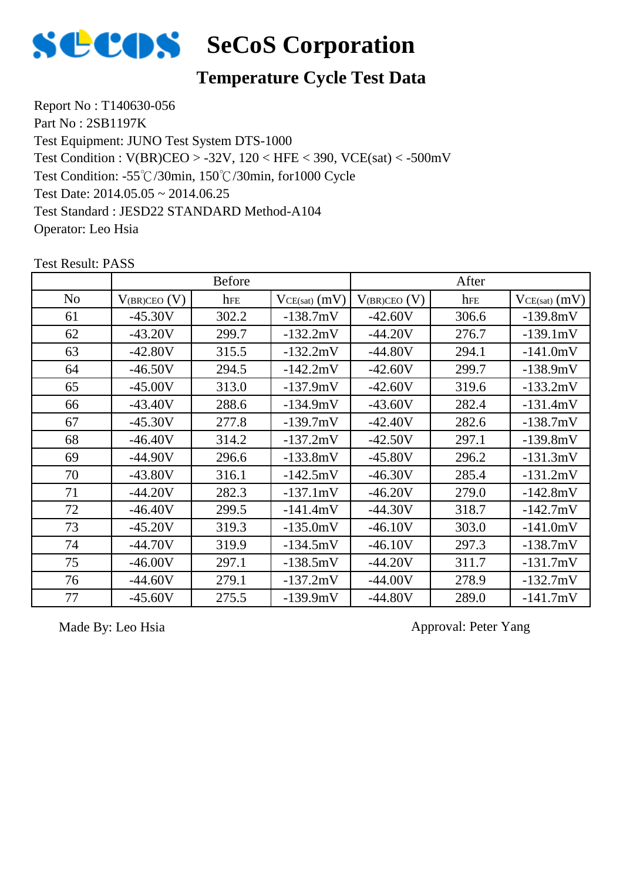# SeCoS Corporation

## Temperature Cycle Test Data

Report No : T140630-056
Part No : 2SB1197K
Test Equipment: JUNO Test System DTS-1000
Test Condition : V(BR)CEO > -32V, 120 < HFE < 390, VCE(sat) < -500mV
Test Condition: -55℃/30min, 150℃/30min, for1000 Cycle
Test Date: 2014.05.05 ~ 2014.06.25
Test Standard : JESD22 STANDARD Method-A104
Operator: Leo Hsia

Test Result: PASS

| | Before | | | After | | |
|---|---|---|---|---|---|---|
| No | $V_{(BR)CEO}$ (V) | $h_{FE}$ | $V_{CE(sat)}$ (mV) | $V_{(BR)CEO}$ (V) | $h_{FE}$ | $V_{CE(sat)}$ (mV) |
| 61 | -45.30V | 302.2 | -138.7mV | -42.60V | 306.6 | -139.8mV |
| 62 | -43.20V | 299.7 | -132.2mV | -44.20V | 276.7 | -139.1mV |
| 63 | -42.80V | 315.5 | -132.2mV | -44.80V | 294.1 | -141.0mV |
| 64 | -46.50V | 294.5 | -142.2mV | -42.60V | 299.7 | -138.9mV |
| 65 | -45.00V | 313.0 | -137.9mV | -42.60V | 319.6 | -133.2mV |
| 66 | -43.40V | 288.6 | -134.9mV | -43.60V | 282.4 | -131.4mV |
| 67 | -45.30V | 277.8 | -139.7mV | -42.40V | 282.6 | -138.7mV |
| 68 | -46.40V | 314.2 | -137.2mV | -42.50V | 297.1 | -139.8mV |
| 69 | -44.90V | 296.6 | -133.8mV | -45.80V | 296.2 | -131.3mV |
| 70 | -43.80V | 316.1 | -142.5mV | -46.30V | 285.4 | -131.2mV |
| 71 | -44.20V | 282.3 | -137.1mV | -46.20V | 279.0 | -142.8mV |
| 72 | -46.40V | 299.5 | -141.4mV | -44.30V | 318.7 | -142.7mV |
| 73 | -45.20V | 319.3 | -135.0mV | -46.10V | 303.0 | -141.0mV |
| 74 | -44.70V | 319.9 | -134.5mV | -46.10V | 297.3 | -138.7mV |
| 75 | -46.00V | 297.1 | -138.5mV | -44.20V | 311.7 | -131.7mV |
| 76 | -44.60V | 279.1 | -137.2mV | -44.00V | 278.9 | -132.7mV |
| 77 | -45.60V | 275.5 | -139.9mV | -44.80V | 289.0 | -141.7mV |

Made By: Leo Hsia

Approval: Peter Yang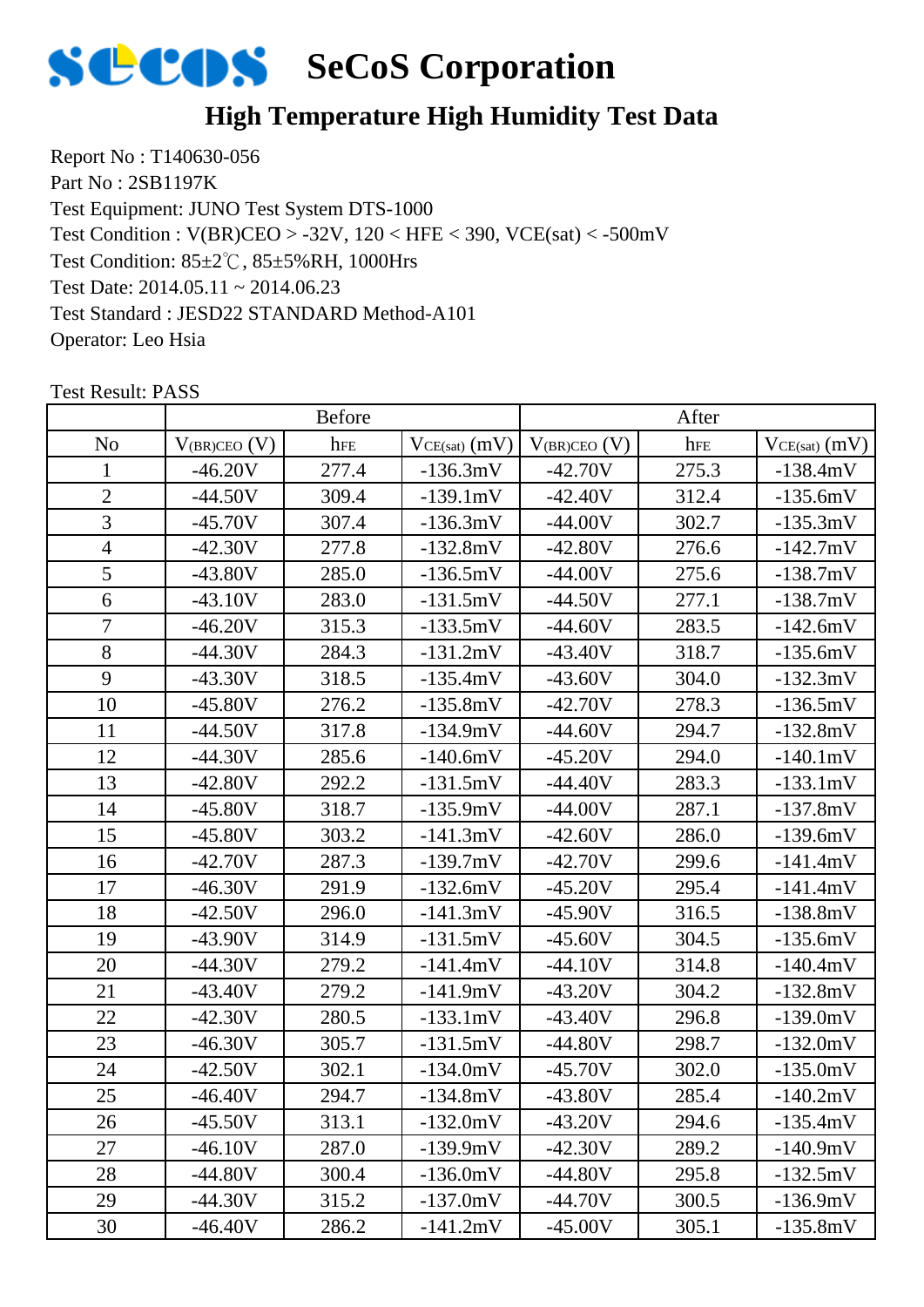# SeCoS Corporation

## High Temperature High Humidity Test Data

Report No : T140630-056
Part No : 2SB1197K
Test Equipment: JUNO Test System DTS-1000
Test Condition : $V_{(BR)CEO}$ > -32V, 120 < HFE < 390, $V_{CE(sat)}$ < -500mV
Test Condition: 85±2℃, 85±5%RH, 1000Hrs
Test Date: 2014.05.11 ~ 2014.06.23
Test Standard : JESD22 STANDARD Method-A101
Operator: Leo Hsia

Test Result: PASS

| | Before | | | After | | |
|---|---|---|---|---|---|---|
| No | $V_{(BR)CEO}$ (V) | $h_{FE}$ | $V_{CE(sat)}$ (mV) | $V_{(BR)CEO}$ (V) | $h_{FE}$ | $V_{CE(sat)}$ (mV) |
| 1 | -46.20V | 277.4 | -136.3mV | -42.70V | 275.3 | -138.4mV |
| 2 | -44.50V | 309.4 | -139.1mV | -42.40V | 312.4 | -135.6mV |
| 3 | -45.70V | 307.4 | -136.3mV | -44.00V | 302.7 | -135.3mV |
| 4 | -42.30V | 277.8 | -132.8mV | -42.80V | 276.6 | -142.7mV |
| 5 | -43.80V | 285.0 | -136.5mV | -44.00V | 275.6 | -138.7mV |
| 6 | -43.10V | 283.0 | -131.5mV | -44.50V | 277.1 | -138.7mV |
| 7 | -46.20V | 315.3 | -133.5mV | -44.60V | 283.5 | -142.6mV |
| 8 | -44.30V | 284.3 | -131.2mV | -43.40V | 318.7 | -135.6mV |
| 9 | -43.30V | 318.5 | -135.4mV | -43.60V | 304.0 | -132.3mV |
| 10 | -45.80V | 276.2 | -135.8mV | -42.70V | 278.3 | -136.5mV |
| 11 | -44.50V | 317.8 | -134.9mV | -44.60V | 294.7 | -132.8mV |
| 12 | -44.30V | 285.6 | -140.6mV | -45.20V | 294.0 | -140.1mV |
| 13 | -42.80V | 292.2 | -131.5mV | -44.40V | 283.3 | -133.1mV |
| 14 | -45.80V | 318.7 | -135.9mV | -44.00V | 287.1 | -137.8mV |
| 15 | -45.80V | 303.2 | -141.3mV | -42.60V | 286.0 | -139.6mV |
| 16 | -42.70V | 287.3 | -139.7mV | -42.70V | 299.6 | -141.4mV |
| 17 | -46.30V | 291.9 | -132.6mV | -45.20V | 295.4 | -141.4mV |
| 18 | -42.50V | 296.0 | -141.3mV | -45.90V | 316.5 | -138.8mV |
| 19 | -43.90V | 314.9 | -131.5mV | -45.60V | 304.5 | -135.6mV |
| 20 | -44.30V | 279.2 | -141.4mV | -44.10V | 314.8 | -140.4mV |
| 21 | -43.40V | 279.2 | -141.9mV | -43.20V | 304.2 | -132.8mV |
| 22 | -42.30V | 280.5 | -133.1mV | -43.40V | 296.8 | -139.0mV |
| 23 | -46.30V | 305.7 | -131.5mV | -44.80V | 298.7 | -132.0mV |
| 24 | -42.50V | 302.1 | -134.0mV | -45.70V | 302.0 | -135.0mV |
| 25 | -46.40V | 294.7 | -134.8mV | -43.80V | 285.4 | -140.2mV |
| 26 | -45.50V | 313.1 | -132.0mV | -43.20V | 294.6 | -135.4mV |
| 27 | -46.10V | 287.0 | -139.9mV | -42.30V | 289.2 | -140.9mV |
| 28 | -44.80V | 300.4 | -136.0mV | -44.80V | 295.8 | -132.5mV |
| 29 | -44.30V | 315.2 | -137.0mV | -44.70V | 300.5 | -136.9mV |
| 30 | -46.40V | 286.2 | -141.2mV | -45.00V | 305.1 | -135.8mV |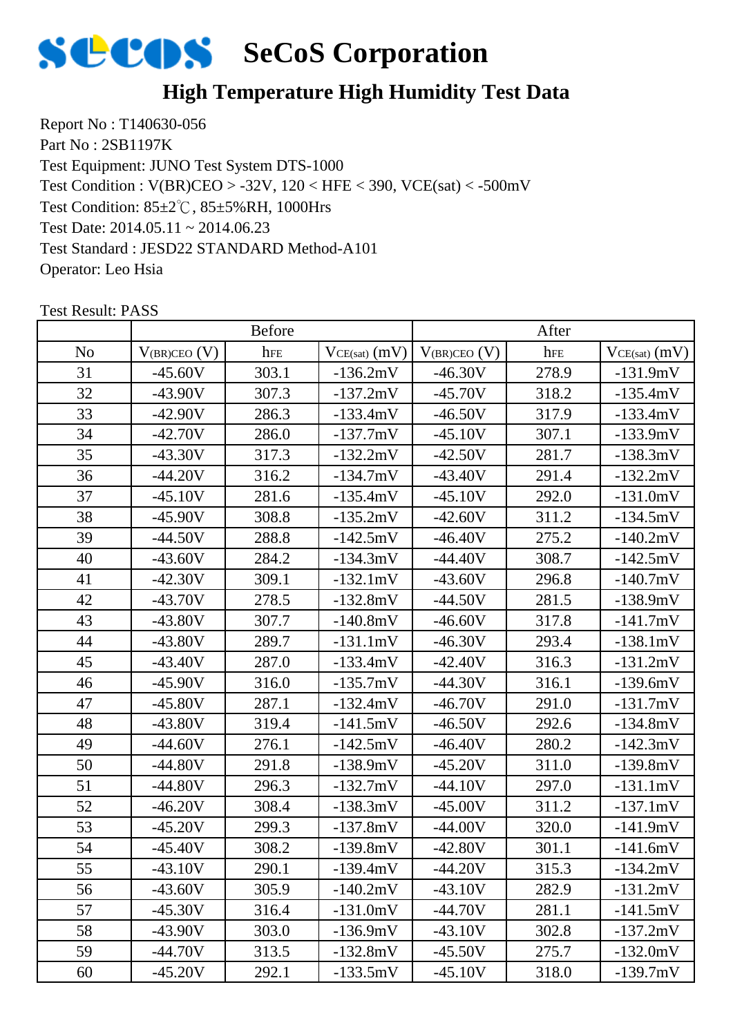# SeCoS Corporation

## High Temperature High Humidity Test Data

Report No : T140630-056
Part No : 2SB1197K
Test Equipment: JUNO Test System DTS-1000
Test Condition : V(BR)CEO > -32V, 120 < HFE < 390, VCE(sat) < -500mV
Test Condition: 85±2℃, 85±5%RH, 1000Hrs
Test Date: 2014.05.11 ~ 2014.06.23
Test Standard : JESD22 STANDARD Method-A101
Operator: Leo Hsia

Test Result: PASS

| | Before | | | After | | |
|---|---|---|---|---|---|---|
| No | $V_{(BR)CEO}$ (V) | $h_{FE}$ | $V_{CE(sat)}$ (mV) | $V_{(BR)CEO}$ (V) | $h_{FE}$ | $V_{CE(sat)}$ (mV) |
| 31 | -45.60V | 303.1 | -136.2mV | -46.30V | 278.9 | -131.9mV |
| 32 | -43.90V | 307.3 | -137.2mV | -45.70V | 318.2 | -135.4mV |
| 33 | -42.90V | 286.3 | -133.4mV | -46.50V | 317.9 | -133.4mV |
| 34 | -42.70V | 286.0 | -137.7mV | -45.10V | 307.1 | -133.9mV |
| 35 | -43.30V | 317.3 | -132.2mV | -42.50V | 281.7 | -138.3mV |
| 36 | -44.20V | 316.2 | -134.7mV | -43.40V | 291.4 | -132.2mV |
| 37 | -45.10V | 281.6 | -135.4mV | -45.10V | 292.0 | -131.0mV |
| 38 | -45.90V | 308.8 | -135.2mV | -42.60V | 311.2 | -134.5mV |
| 39 | -44.50V | 288.8 | -142.5mV | -46.40V | 275.2 | -140.2mV |
| 40 | -43.60V | 284.2 | -134.3mV | -44.40V | 308.7 | -142.5mV |
| 41 | -42.30V | 309.1 | -132.1mV | -43.60V | 296.8 | -140.7mV |
| 42 | -43.70V | 278.5 | -132.8mV | -44.50V | 281.5 | -138.9mV |
| 43 | -43.80V | 307.7 | -140.8mV | -46.60V | 317.8 | -141.7mV |
| 44 | -43.80V | 289.7 | -131.1mV | -46.30V | 293.4 | -138.1mV |
| 45 | -43.40V | 287.0 | -133.4mV | -42.40V | 316.3 | -131.2mV |
| 46 | -45.90V | 316.0 | -135.7mV | -44.30V | 316.1 | -139.6mV |
| 47 | -45.80V | 287.1 | -132.4mV | -46.70V | 291.0 | -131.7mV |
| 48 | -43.80V | 319.4 | -141.5mV | -46.50V | 292.6 | -134.8mV |
| 49 | -44.60V | 276.1 | -142.5mV | -46.40V | 280.2 | -142.3mV |
| 50 | -44.80V | 291.8 | -138.9mV | -45.20V | 311.0 | -139.8mV |
| 51 | -44.80V | 296.3 | -132.7mV | -44.10V | 297.0 | -131.1mV |
| 52 | -46.20V | 308.4 | -138.3mV | -45.00V | 311.2 | -137.1mV |
| 53 | -45.20V | 299.3 | -137.8mV | -44.00V | 320.0 | -141.9mV |
| 54 | -45.40V | 308.2 | -139.8mV | -42.80V | 301.1 | -141.6mV |
| 55 | -43.10V | 290.1 | -139.4mV | -44.20V | 315.3 | -134.2mV |
| 56 | -43.60V | 305.9 | -140.2mV | -43.10V | 282.9 | -131.2mV |
| 57 | -45.30V | 316.4 | -131.0mV | -44.70V | 281.1 | -141.5mV |
| 58 | -43.90V | 303.0 | -136.9mV | -43.10V | 302.8 | -137.2mV |
| 59 | -44.70V | 313.5 | -132.8mV | -45.50V | 275.7 | -132.0mV |
| 60 | -45.20V | 292.1 | -133.5mV | -45.10V | 318.0 | -139.7mV |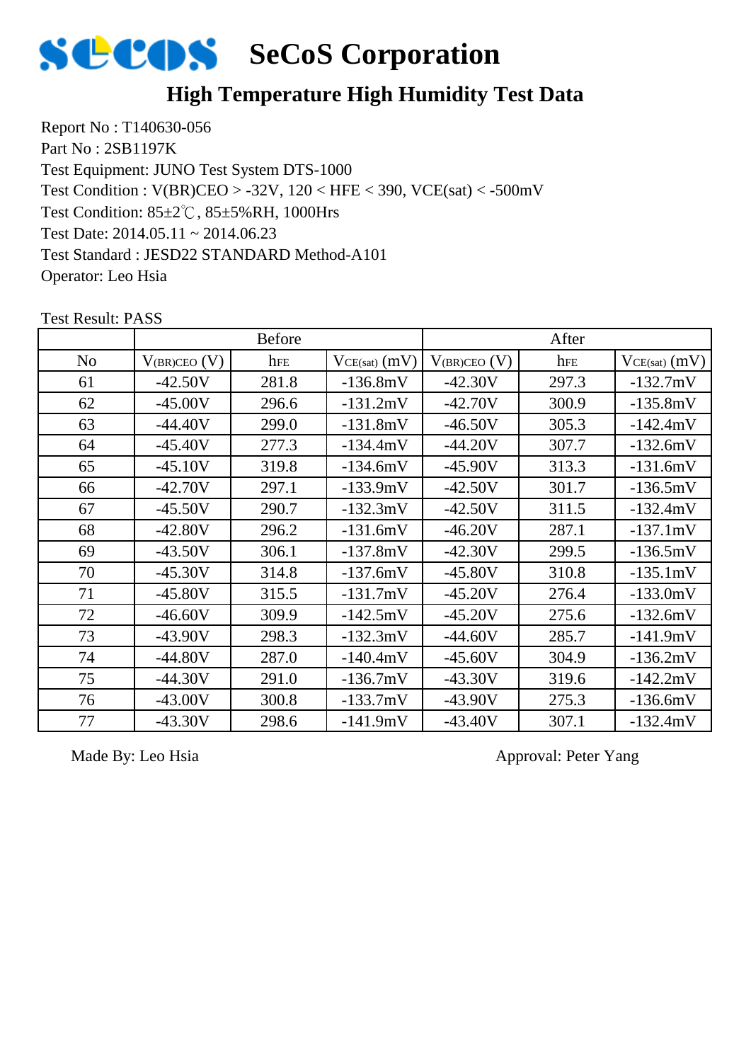# SeCoS Corporation

## High Temperature High Humidity Test Data

Report No : T140630-056
Part No : 2SB1197K
Test Equipment: JUNO Test System DTS-1000
Test Condition : V(BR)CEO > -32V, 120 < HFE < 390, VCE(sat) < -500mV
Test Condition: 85±2℃, 85±5%RH, 1000Hrs
Test Date: 2014.05.11 ~ 2014.06.23
Test Standard : JESD22 STANDARD Method-A101
Operator: Leo Hsia

Test Result: PASS

| | Before | | | After | | |
|---|---|---|---|---|---|---|
| No | $V_{(BR)CEO}$ (V) | $h_{FE}$ | $V_{CE(sat)}$ (mV) | $V_{(BR)CEO}$ (V) | $h_{FE}$ | $V_{CE(sat)}$ (mV) |
| 61 | -42.50V | 281.8 | -136.8mV | -42.30V | 297.3 | -132.7mV |
| 62 | -45.00V | 296.6 | -131.2mV | -42.70V | 300.9 | -135.8mV |
| 63 | -44.40V | 299.0 | -131.8mV | -46.50V | 305.3 | -142.4mV |
| 64 | -45.40V | 277.3 | -134.4mV | -44.20V | 307.7 | -132.6mV |
| 65 | -45.10V | 319.8 | -134.6mV | -45.90V | 313.3 | -131.6mV |
| 66 | -42.70V | 297.1 | -133.9mV | -42.50V | 301.7 | -136.5mV |
| 67 | -45.50V | 290.7 | -132.3mV | -42.50V | 311.5 | -132.4mV |
| 68 | -42.80V | 296.2 | -131.6mV | -46.20V | 287.1 | -137.1mV |
| 69 | -43.50V | 306.1 | -137.8mV | -42.30V | 299.5 | -136.5mV |
| 70 | -45.30V | 314.8 | -137.6mV | -45.80V | 310.8 | -135.1mV |
| 71 | -45.80V | 315.5 | -131.7mV | -45.20V | 276.4 | -133.0mV |
| 72 | -46.60V | 309.9 | -142.5mV | -45.20V | 275.6 | -132.6mV |
| 73 | -43.90V | 298.3 | -132.3mV | -44.60V | 285.7 | -141.9mV |
| 74 | -44.80V | 287.0 | -140.4mV | -45.60V | 304.9 | -136.2mV |
| 75 | -44.30V | 291.0 | -136.7mV | -43.30V | 319.6 | -142.2mV |
| 76 | -43.00V | 300.8 | -133.7mV | -43.90V | 275.3 | -136.6mV |
| 77 | -43.30V | 298.6 | -141.9mV | -43.40V | 307.1 | -132.4mV |

Made By: Leo Hsia

Approval: Peter Yang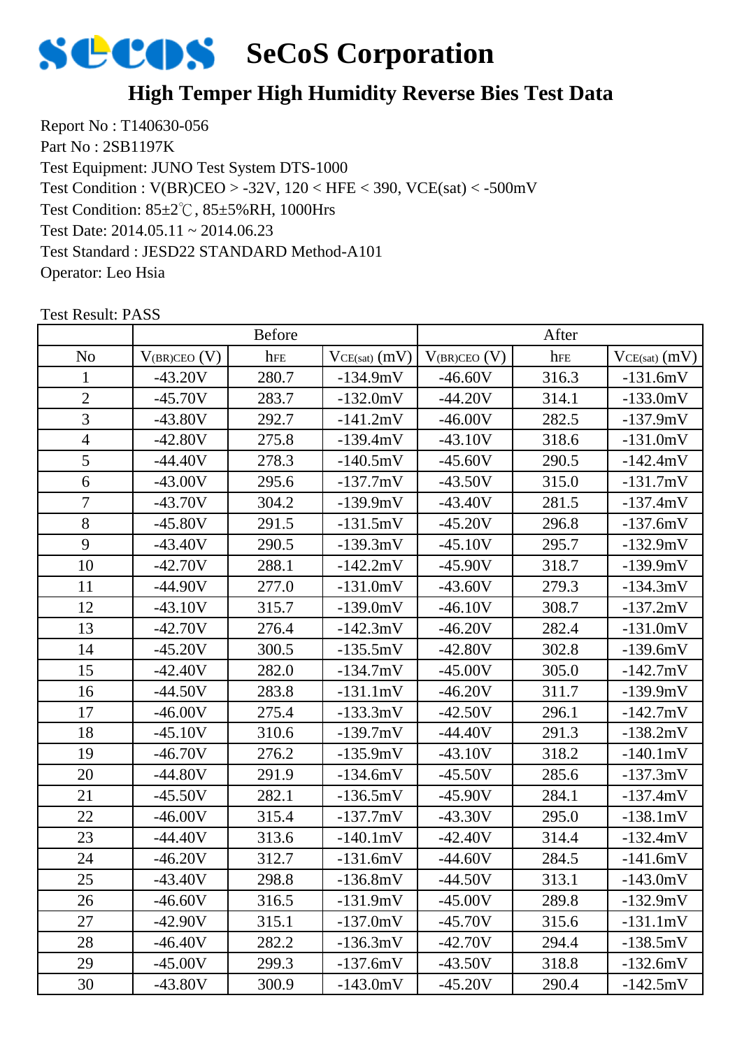# SeCoS Corporation

## High Temper High Humidity Reverse Bies Test Data

Report No : T140630-056
Part No : 2SB1197K
Test Equipment: JUNO Test System DTS-1000
Test Condition : V(BR)CEO > -32V, 120 < HFE < 390, VCE(sat) < -500mV
Test Condition: 85±2℃, 85±5%RH, 1000Hrs
Test Date: 2014.05.11 ~ 2014.06.23
Test Standard : JESD22 STANDARD Method-A101
Operator: Leo Hsia

Test Result: PASS

| | Before | | | After | | |
|---|---|---|---|---|---|---|
| No | $V_{(BR)CEO}$ (V) | $h_{FE}$ | $V_{CE(sat)}$ (mV) | $V_{(BR)CEO}$ (V) | $h_{FE}$ | $V_{CE(sat)}$ (mV) |
| 1 | -43.20V | 280.7 | -134.9mV | -46.60V | 316.3 | -131.6mV |
| 2 | -45.70V | 283.7 | -132.0mV | -44.20V | 314.1 | -133.0mV |
| 3 | -43.80V | 292.7 | -141.2mV | -46.00V | 282.5 | -137.9mV |
| 4 | -42.80V | 275.8 | -139.4mV | -43.10V | 318.6 | -131.0mV |
| 5 | -44.40V | 278.3 | -140.5mV | -45.60V | 290.5 | -142.4mV |
| 6 | -43.00V | 295.6 | -137.7mV | -43.50V | 315.0 | -131.7mV |
| 7 | -43.70V | 304.2 | -139.9mV | -43.40V | 281.5 | -137.4mV |
| 8 | -45.80V | 291.5 | -131.5mV | -45.20V | 296.8 | -137.6mV |
| 9 | -43.40V | 290.5 | -139.3mV | -45.10V | 295.7 | -132.9mV |
| 10 | -42.70V | 288.1 | -142.2mV | -45.90V | 318.7 | -139.9mV |
| 11 | -44.90V | 277.0 | -131.0mV | -43.60V | 279.3 | -134.3mV |
| 12 | -43.10V | 315.7 | -139.0mV | -46.10V | 308.7 | -137.2mV |
| 13 | -42.70V | 276.4 | -142.3mV | -46.20V | 282.4 | -131.0mV |
| 14 | -45.20V | 300.5 | -135.5mV | -42.80V | 302.8 | -139.6mV |
| 15 | -42.40V | 282.0 | -134.7mV | -45.00V | 305.0 | -142.7mV |
| 16 | -44.50V | 283.8 | -131.1mV | -46.20V | 311.7 | -139.9mV |
| 17 | -46.00V | 275.4 | -133.3mV | -42.50V | 296.1 | -142.7mV |
| 18 | -45.10V | 310.6 | -139.7mV | -44.40V | 291.3 | -138.2mV |
| 19 | -46.70V | 276.2 | -135.9mV | -43.10V | 318.2 | -140.1mV |
| 20 | -44.80V | 291.9 | -134.6mV | -45.50V | 285.6 | -137.3mV |
| 21 | -45.50V | 282.1 | -136.5mV | -45.90V | 284.1 | -137.4mV |
| 22 | -46.00V | 315.4 | -137.7mV | -43.30V | 295.0 | -138.1mV |
| 23 | -44.40V | 313.6 | -140.1mV | -42.40V | 314.4 | -132.4mV |
| 24 | -46.20V | 312.7 | -131.6mV | -44.60V | 284.5 | -141.6mV |
| 25 | -43.40V | 298.8 | -136.8mV | -44.50V | 313.1 | -143.0mV |
| 26 | -46.60V | 316.5 | -131.9mV | -45.00V | 289.8 | -132.9mV |
| 27 | -42.90V | 315.1 | -137.0mV | -45.70V | 315.6 | -131.1mV |
| 28 | -46.40V | 282.2 | -136.3mV | -42.70V | 294.4 | -138.5mV |
| 29 | -45.00V | 299.3 | -137.6mV | -43.50V | 318.8 | -132.6mV |
| 30 | -43.80V | 300.9 | -143.0mV | -45.20V | 290.4 | -142.5mV |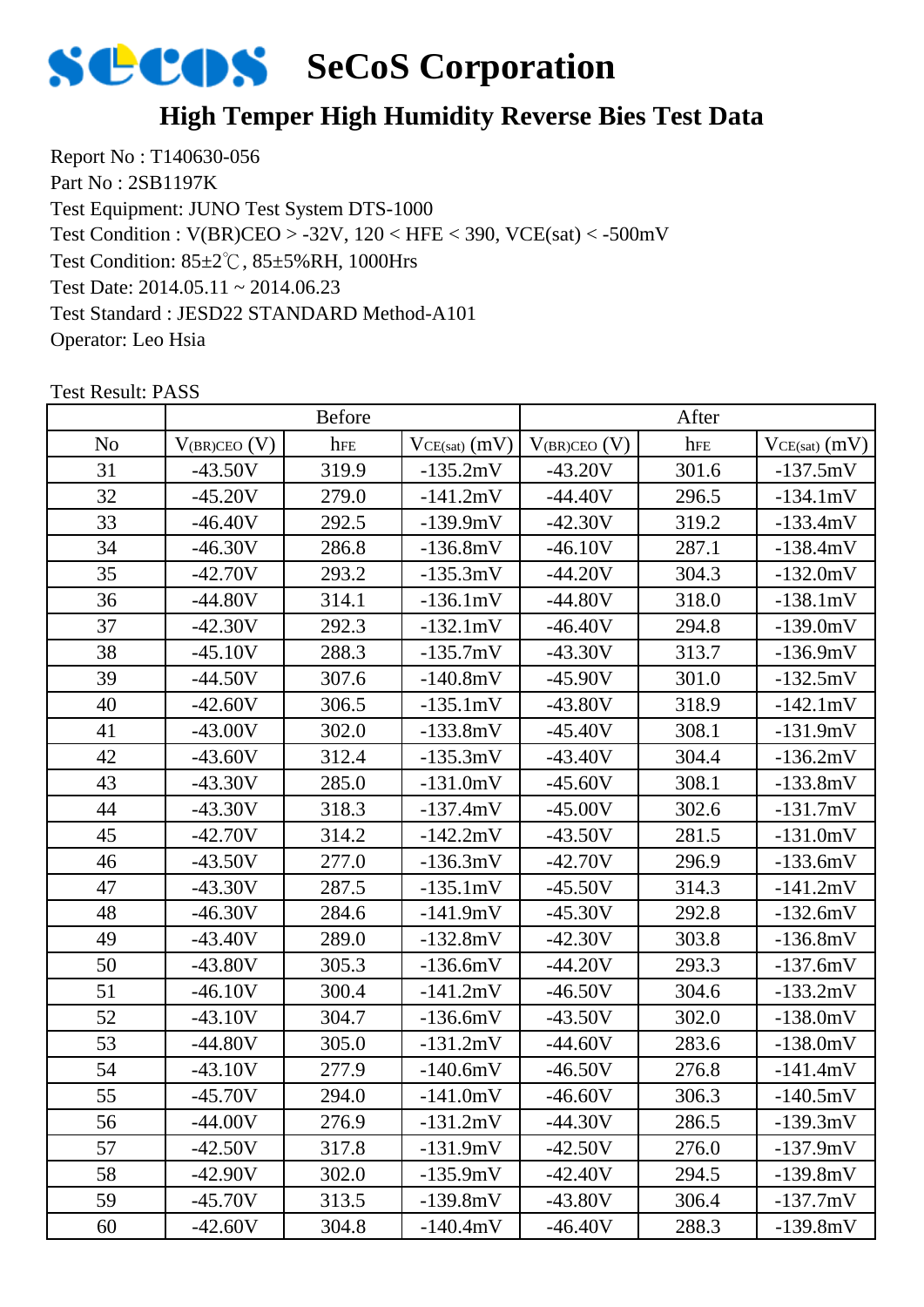# SeCoS Corporation

## High Temper High Humidity Reverse Bies Test Data

Report No : T140630-056
Part No : 2SB1197K
Test Equipment: JUNO Test System DTS-1000
Test Condition : V(BR)CEO > -32V, 120 < HFE < 390, VCE(sat) < -500mV
Test Condition: 85±2℃, 85±5%RH, 1000Hrs
Test Date: 2014.05.11 ~ 2014.06.23
Test Standard : JESD22 STANDARD Method-A101
Operator: Leo Hsia

Test Result: PASS

| | Before | | | After | | |
|---|---|---|---|---|---|---|
| No | $V_{(BR)CEO}$ (V) | $h_{FE}$ | $V_{CE(sat)}$ (mV) | $V_{(BR)CEO}$ (V) | $h_{FE}$ | $V_{CE(sat)}$ (mV) |
| 31 | -43.50V | 319.9 | -135.2mV | -43.20V | 301.6 | -137.5mV |
| 32 | -45.20V | 279.0 | -141.2mV | -44.40V | 296.5 | -134.1mV |
| 33 | -46.40V | 292.5 | -139.9mV | -42.30V | 319.2 | -133.4mV |
| 34 | -46.30V | 286.8 | -136.8mV | -46.10V | 287.1 | -138.4mV |
| 35 | -42.70V | 293.2 | -135.3mV | -44.20V | 304.3 | -132.0mV |
| 36 | -44.80V | 314.1 | -136.1mV | -44.80V | 318.0 | -138.1mV |
| 37 | -42.30V | 292.3 | -132.1mV | -46.40V | 294.8 | -139.0mV |
| 38 | -45.10V | 288.3 | -135.7mV | -43.30V | 313.7 | -136.9mV |
| 39 | -44.50V | 307.6 | -140.8mV | -45.90V | 301.0 | -132.5mV |
| 40 | -42.60V | 306.5 | -135.1mV | -43.80V | 318.9 | -142.1mV |
| 41 | -43.00V | 302.0 | -133.8mV | -45.40V | 308.1 | -131.9mV |
| 42 | -43.60V | 312.4 | -135.3mV | -43.40V | 304.4 | -136.2mV |
| 43 | -43.30V | 285.0 | -131.0mV | -45.60V | 308.1 | -133.8mV |
| 44 | -43.30V | 318.3 | -137.4mV | -45.00V | 302.6 | -131.7mV |
| 45 | -42.70V | 314.2 | -142.2mV | -43.50V | 281.5 | -131.0mV |
| 46 | -43.50V | 277.0 | -136.3mV | -42.70V | 296.9 | -133.6mV |
| 47 | -43.30V | 287.5 | -135.1mV | -45.50V | 314.3 | -141.2mV |
| 48 | -46.30V | 284.6 | -141.9mV | -45.30V | 292.8 | -132.6mV |
| 49 | -43.40V | 289.0 | -132.8mV | -42.30V | 303.8 | -136.8mV |
| 50 | -43.80V | 305.3 | -136.6mV | -44.20V | 293.3 | -137.6mV |
| 51 | -46.10V | 300.4 | -141.2mV | -46.50V | 304.6 | -133.2mV |
| 52 | -43.10V | 304.7 | -136.6mV | -43.50V | 302.0 | -138.0mV |
| 53 | -44.80V | 305.0 | -131.2mV | -44.60V | 283.6 | -138.0mV |
| 54 | -43.10V | 277.9 | -140.6mV | -46.50V | 276.8 | -141.4mV |
| 55 | -45.70V | 294.0 | -141.0mV | -46.60V | 306.3 | -140.5mV |
| 56 | -44.00V | 276.9 | -131.2mV | -44.30V | 286.5 | -139.3mV |
| 57 | -42.50V | 317.8 | -131.9mV | -42.50V | 276.0 | -137.9mV |
| 58 | -42.90V | 302.0 | -135.9mV | -42.40V | 294.5 | -139.8mV |
| 59 | -45.70V | 313.5 | -139.8mV | -43.80V | 306.4 | -137.7mV |
| 60 | -42.60V | 304.8 | -140.4mV | -46.40V | 288.3 | -139.8mV |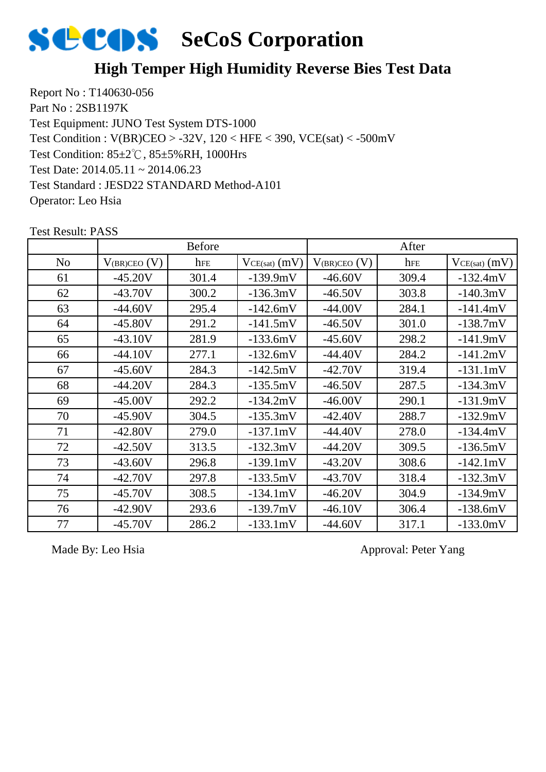# SeCoS Corporation

## High Temper High Humidity Reverse Bies Test Data

Report No : T140630-056
Part No : 2SB1197K
Test Equipment: JUNO Test System DTS-1000
Test Condition : V(BR)CEO > -32V, 120 < HFE < 390, VCE(sat) < -500mV
Test Condition: 85±2℃, 85±5%RH, 1000Hrs
Test Date: 2014.05.11 ~ 2014.06.23
Test Standard : JESD22 STANDARD Method-A101
Operator: Leo Hsia

Test Result: PASS

| | Before | | | After | | |
|---|---|---|---|---|---|---|
| No | $V_{(BR)CEO}$ (V) | $h_{FE}$ | $V_{CE(sat)}$ (mV) | $V_{(BR)CEO}$ (V) | $h_{FE}$ | $V_{CE(sat)}$ (mV) |
| 61 | -45.20V | 301.4 | -139.9mV | -46.60V | 309.4 | -132.4mV |
| 62 | -43.70V | 300.2 | -136.3mV | -46.50V | 303.8 | -140.3mV |
| 63 | -44.60V | 295.4 | -142.6mV | -44.00V | 284.1 | -141.4mV |
| 64 | -45.80V | 291.2 | -141.5mV | -46.50V | 301.0 | -138.7mV |
| 65 | -43.10V | 281.9 | -133.6mV | -45.60V | 298.2 | -141.9mV |
| 66 | -44.10V | 277.1 | -132.6mV | -44.40V | 284.2 | -141.2mV |
| 67 | -45.60V | 284.3 | -142.5mV | -42.70V | 319.4 | -131.1mV |
| 68 | -44.20V | 284.3 | -135.5mV | -46.50V | 287.5 | -134.3mV |
| 69 | -45.00V | 292.2 | -134.2mV | -46.00V | 290.1 | -131.9mV |
| 70 | -45.90V | 304.5 | -135.3mV | -42.40V | 288.7 | -132.9mV |
| 71 | -42.80V | 279.0 | -137.1mV | -44.40V | 278.0 | -134.4mV |
| 72 | -42.50V | 313.5 | -132.3mV | -44.20V | 309.5 | -136.5mV |
| 73 | -43.60V | 296.8 | -139.1mV | -43.20V | 308.6 | -142.1mV |
| 74 | -42.70V | 297.8 | -133.5mV | -43.70V | 318.4 | -132.3mV |
| 75 | -45.70V | 308.5 | -134.1mV | -46.20V | 304.9 | -134.9mV |
| 76 | -42.90V | 293.6 | -139.7mV | -46.10V | 306.4 | -138.6mV |
| 77 | -45.70V | 286.2 | -133.1mV | -44.60V | 317.1 | -133.0mV |

Made By: Leo Hsia

Approval: Peter Yang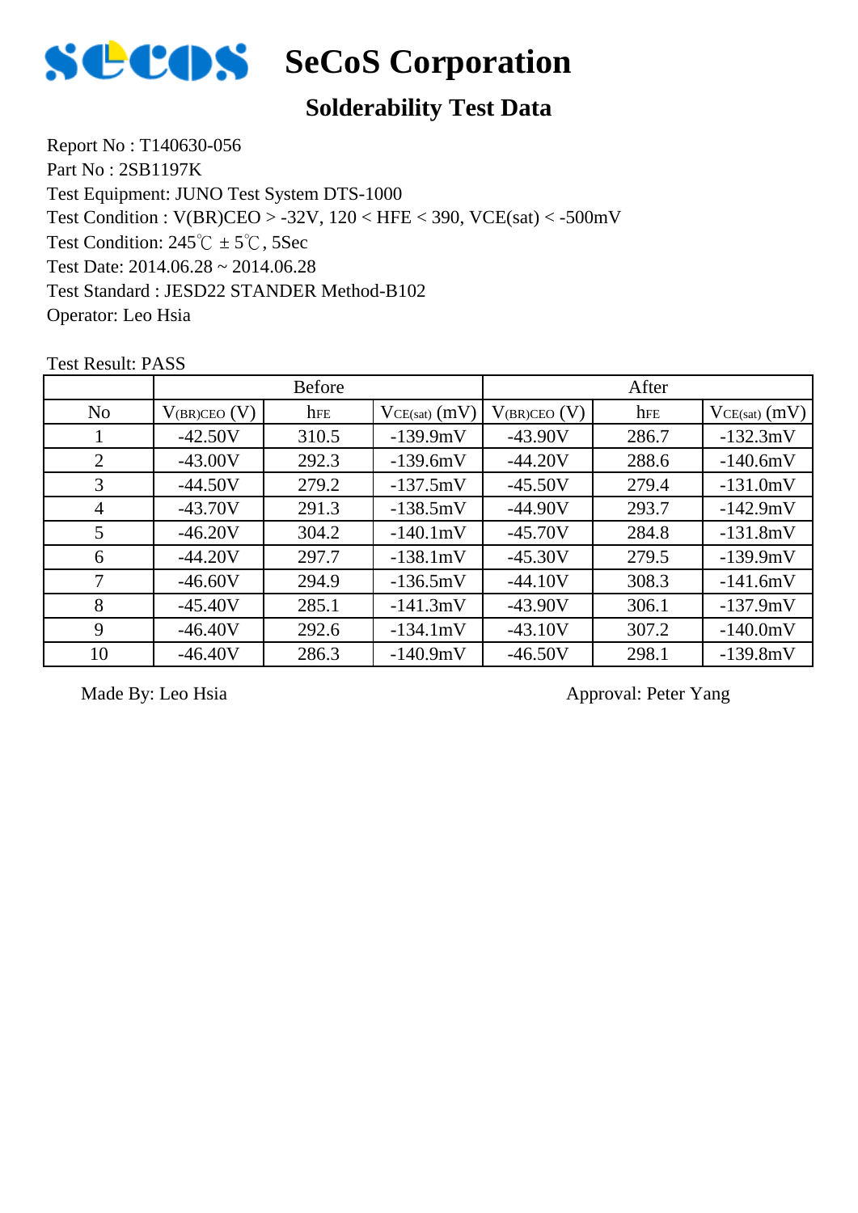# SeCoS Corporation

## Solderability Test Data

Report No : T140630-056
Part No : 2SB1197K
Test Equipment: JUNO Test System DTS-1000
Test Condition : V(BR)CEO > -32V, 120 < HFE < 390, VCE(sat) < -500mV
Test Condition: 245℃ ± 5℃, 5Sec
Test Date: 2014.06.28 ~ 2014.06.28
Test Standard : JESD22 STANDER Method-B102
Operator: Leo Hsia

Test Result: PASS

| | Before | | | After | | |
|---|---|---|---|---|---|---|
| No | $V_{(BR)CEO}$ (V) | $h_{FE}$ | $V_{CE(sat)}$ (mV) | $V_{(BR)CEO}$ (V) | $h_{FE}$ | $V_{CE(sat)}$ (mV) |
| 1 | -42.50V | 310.5 | -139.9mV | -43.90V | 286.7 | -132.3mV |
| 2 | -43.00V | 292.3 | -139.6mV | -44.20V | 288.6 | -140.6mV |
| 3 | -44.50V | 279.2 | -137.5mV | -45.50V | 279.4 | -131.0mV |
| 4 | -43.70V | 291.3 | -138.5mV | -44.90V | 293.7 | -142.9mV |
| 5 | -46.20V | 304.2 | -140.1mV | -45.70V | 284.8 | -131.8mV |
| 6 | -44.20V | 297.7 | -138.1mV | -45.30V | 279.5 | -139.9mV |
| 7 | -46.60V | 294.9 | -136.5mV | -44.10V | 308.3 | -141.6mV |
| 8 | -45.40V | 285.1 | -141.3mV | -43.90V | 306.1 | -137.9mV |
| 9 | -46.40V | 292.6 | -134.1mV | -43.10V | 307.2 | -140.0mV |
| 10 | -46.40V | 286.3 | -140.9mV | -46.50V | 298.1 | -139.8mV |

Made By: Leo Hsia

Approval: Peter Yang